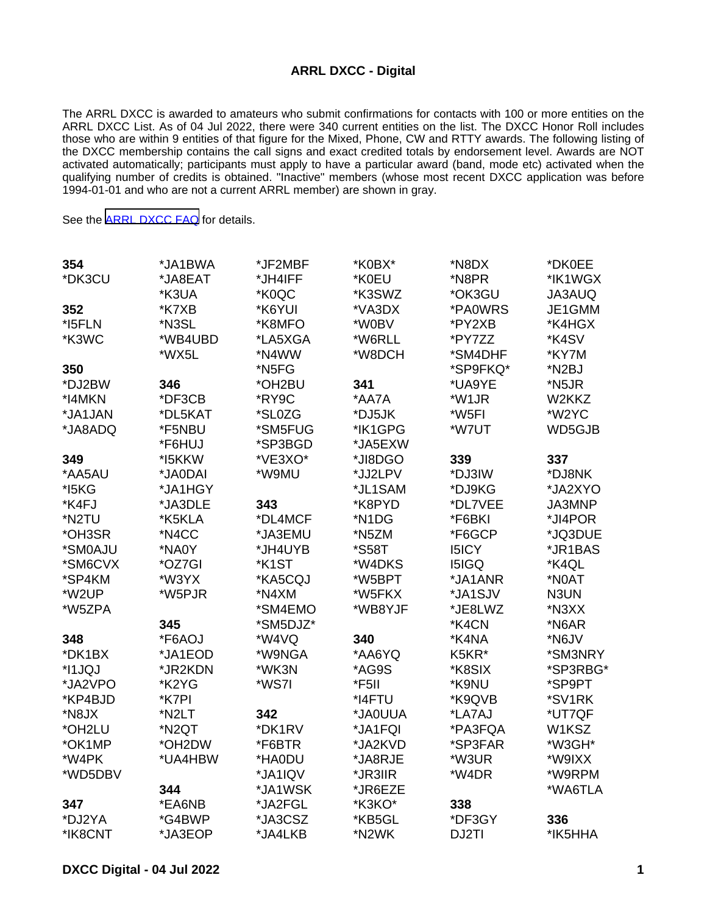## ARRL DXCC - Digital

The ARRL DXCC is awarded to amateurs who submit confirmations for contacts with 100 or more entities on the ARRL DXCC List. As of 04 Jul 2022, there were 340 current entities on the list. The DXCC Honor Roll includes those who are within 9 entities of that figure for the Mixed, Phone, CW and RTTY awards. The following listing of the DXCC membership contains the call signs and exact credited totals by endorsement level. Awards are NOT activated automatically; participants must apply to have a particular award (band, mode etc) activated when the qualifying number of credits is obtained. "Inactive" members (whose most recent DXCC application was before 1994-01-01 and who are not a current ARRL member) are shown in gray.

See the ARRL DXCC FAQ for details.

**354**
*DK3CU

**352**
*I5FLN
*K3WC

**350**
*DJ2BW
*I4MKN
*JA1JAN
*JA8ADQ

**349**
*AA5AU
*I5KG
*K4FJ
*N2TU
*OH3SR
*SM0AJU
*SM6CVX
*SP4KM
*W2UP
*W5ZPA

**348**
*DK1BX
*I1JQJ
*JA2VPO
*KP4BJD
*N8JX
*OH2LU
*OK1MP
*W4PK
*WD5DBV

**347**
*DJ2YA
*IK8CNT
*JA1BWA
*JA8EAT
*K3UA
*K7XB
*N3SL
*WB4UBD
*WX5L

**346**
*DF3CB
*DL5KAT
*F5NBU
*F6HUJ
*I5KKW
*JA0DAI
*JA1HGY
*JA3DLE
*K5KLA
*N4CC
*NA0Y
*OZ7GI
*W3YX
*W5PJR

**345**
*F6AOJ
*JA1EOD
*JR2KDN
*K2YG
*K7PI
*N2LT
*N2QT
*OH2DW
*UA4HBW

**344**
*EA6NB
*G4BWP
*JA3EOP
*JF2MBF
*JH4IFF
*K0QC
*K6YUI
*K8MFO
*LA5XGA
*N4WW
*N5FG
*OH2BU
*RY9C
*SL0ZG
*SM5FUG
*SP3BGD
*VE3XO*
*W9MU

**343**
*DL4MCF
*JA3EMU
*JH4UYB
*K1ST
*KA5CQJ
*N4XM
*SM4EMO
*SM5DJZ*
*W4VQ
*W9NGA
*WK3N
*WS7I

**342**
*DK1RV
*F6BTR
*HA0DU
*JA1IQV
*JA1WSK
*JA2FGL
*JA3CSZ
*JA4LKB
*K0BX*
*K0EU
*K3SWZ
*VA3DX
*W0BV
*W6RLL
*W8DCH

**341**
*AA7A
*DJ5JK
*IK1GPG
*JA5EXW
*JI8DGO
*JJ2LPV
*JL1SAM
*K8PYD
*N1DG
*N5ZM
*S58T
*W4DKS
*W5BPT
*W5FKX
*WB8YJF

**340**
*AA6YQ
*AG9S
*F5II
*I4FTU
*JA0UUA
*JA1FQI
*JA2KVD
*JA8RJE
*JR3IIR
*JR6EZE
*K3KO*
*KB5GL
*N2WK
*N8DX
*N8PR
*OK3GU
*PA0WRS
*PY2XB
*PY7ZZ
*SM4DHF
*SP9FKQ*
*UA9YE
*W1JR
*W5FI
*W7UT

**339**
*DJ3IW
*DJ9KG
*DL7VEE
*F6BKI
*F6GCP
I5ICY
I5IGQ
*JA1ANR
*JA1SJV
*JE8LWZ
*K4CN
*K4NA
K5KR*
*K8SIX
*K9NU
*K9QVB
*LA7AJ
*PA3FQA
*SP3FAR
*W3UR
*W4DR

**338**
*DF3GY
DJ2TI
*DK0EE
*IK1WGX
JA3AUQ
JE1GMM
*K4HGX
*K4SV
*KY7M
*N2BJ
*N5JR
W2KKZ
*W2YC
WD5GJB

**337**
*DJ8NK
*JA2XYO
JA3MNP
*JI4POR
*JQ3DUE
*JR1BAS
*K4QL
*N0AT
N3UN
*N3XX
*N6AR
*N6JV
*SM3NRY
*SP3RBG*
*SP9PT
*SV1RK
*UT7QF
W1KSZ
*W3GH*
*W9IXX
*W9RPM
*WA6TLA

**336**
*IK5HHA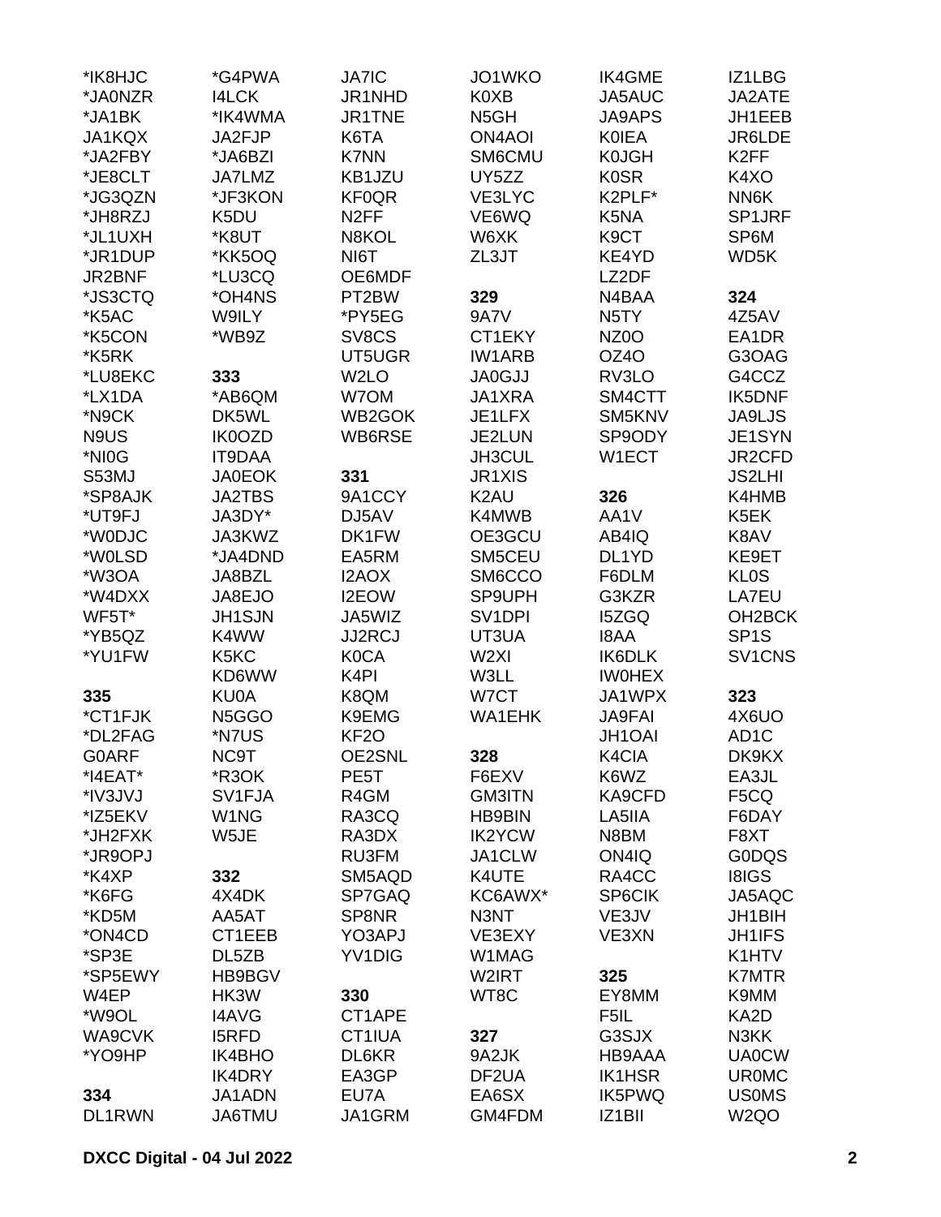*IK8HJC
*JA0NZR
*JA1BK
JA1KQX
*JA2FBY
*JE8CLT
*JG3QZN
*JH8RZJ
*JL1UXH
*JR1DUP
JR2BNF
*JS3CTQ
*K5AC
*K5CON
*K5RK
*LU8EKC
*LX1DA
*N9CK
N9US
*NI0G
S53MJ
*SP8AJK
*UT9FJ
*W0DJC
*W0LSD
*W3OA
*W4DXX
WF5T*
*YB5QZ
*YU1FW

**335**
*CT1FJK
*DL2FAG
G0ARF
*I4EAT*
*IV3JVJ
*IZ5EKV
*JH2FXK
*JR9OPJ
*K4XP
*K6FG
*KD5M
*ON4CD
*SP3E
*SP5EWY
W4EP
*W9OL
WA9CVK
*YO9HP

**334**
DL1RWN
*G4PWA
I4LCK
*IK4WMA
JA2FJP
*JA6BZI
JA7LMZ
*JF3KON
K5DU
*K8UT
*KK5OQ
*LU3CQ
*OH4NS
W9ILY
*WB9Z

**333**
*AB6QM
DK5WL
IK0OZD
IT9DAA
JA0EOK
JA2TBS
JA3DY*
JA3KWZ
*JA4DND
JA8BZL
JA8EJO
JH1SJN
K4WW
K5KC
KD6WW
KU0A
N5GGO
*N7US
NC9T
*R3OK
SV1FJA
W1NG
W5JE

**332**
4X4DK
AA5AT
CT1EEB
DL5ZB
HB9BGV
HK3W
I4AVG
I5RFD
IK4BHO
IK4DRY
JA1ADN
JA6TMU
JA7IC
JR1NHD
JR1TNE
K6TA
K7NN
KB1JZU
KF0QR
N2FF
N8KOL
NI6T
OE6MDF
PT2BW
*PY5EG
SV8CS
UT5UGR
W2LO
W7OM
WB2GOK
WB6RSE

**331**
9A1CCY
DJ5AV
DK1FW
EA5RM
I2AOX
I2EOW
JA5WIZ
JJ2RCJ
K0CA
K4PI
K8QM
K9EMG
KF2O
OE2SNL
PE5T
R4GM
RA3CQ
RA3DX
RU3FM
SM5AQD
SP7GAQ
SP8NR
YO3APJ
YV1DIG

**330**
CT1APE
CT1IUA
DL6KR
EA3GP
EU7A
JA1GRM
JO1WKO
K0XB
N5GH
ON4AOI
SM6CMU
UY5ZZ
VE3LYC
VE6WQ
W6XK
ZL3JT

**329**
9A7V
CT1EKY
IW1ARB
JA0GJJ
JA1XRA
JE1LFX
JE2LUN
JH3CUL
JR1XIS
K2AU
K4MWB
OE3GCU
SM5CEU
SM6CCO
SP9UPH
SV1DPI
UT3UA
W2XI
W3LL
W7CT
WA1EHK

**328**
F6EXV
GM3ITN
HB9BIN
IK2YCW
JA1CLW
K4UTE
KC6AWX*
N3NT
VE3EXY
W1MAG
W2IRT
WT8C

**327**
9A2JK
DF2UA
EA6SX
GM4FDM
IK4GME
JA5AUC
JA9APS
K0IEA
K0JGH
K0SR
K2PLF*
K5NA
K9CT
KE4YD
LZ2DF
N4BAA
N5TY
NZ0O
OZ4O
RV3LO
SM4CTT
SM5KNV
SP9ODY
W1ECT

**326**
AA1V
AB4IQ
DL1YD
F6DLM
G3KZR
I5ZGQ
I8AA
IK6DLK
IW0HEX
JA1WPX
JA9FAI
JH1OAI
K4CIA
K6WZ
KA9CFD
LA5IIA
N8BM
ON4IQ
RA4CC
SP6CIK
VE3JV
VE3XN

**325**
EY8MM
F5IL
G3SJX
HB9AAA
IK1HSR
IK5PWQ
IZ1BII
IZ1LBG
JA2ATE
JH1EEB
JR6LDE
K2FF
K4XO
NN6K
SP1JRF
SP6M
WD5K

**324**
4Z5AV
EA1DR
G3OAG
G4CCZ
IK5DNF
JA9LJS
JE1SYN
JR2CFD
JS2LHI
K4HMB
K5EK
K8AV
KE9ET
KL0S
LA7EU
OH2BCK
SP1S
SV1CNS

**323**
4X6UO
AD1C
DK9KX
EA3JL
F5CQ
F6DAY
F8XT
G0DQS
I8IGS
JA5AQC
JH1BIH
JH1IFS
K1HTV
K7MTR
K9MM
KA2D
N3KK
UA0CW
UR0MC
US0MS
W2QO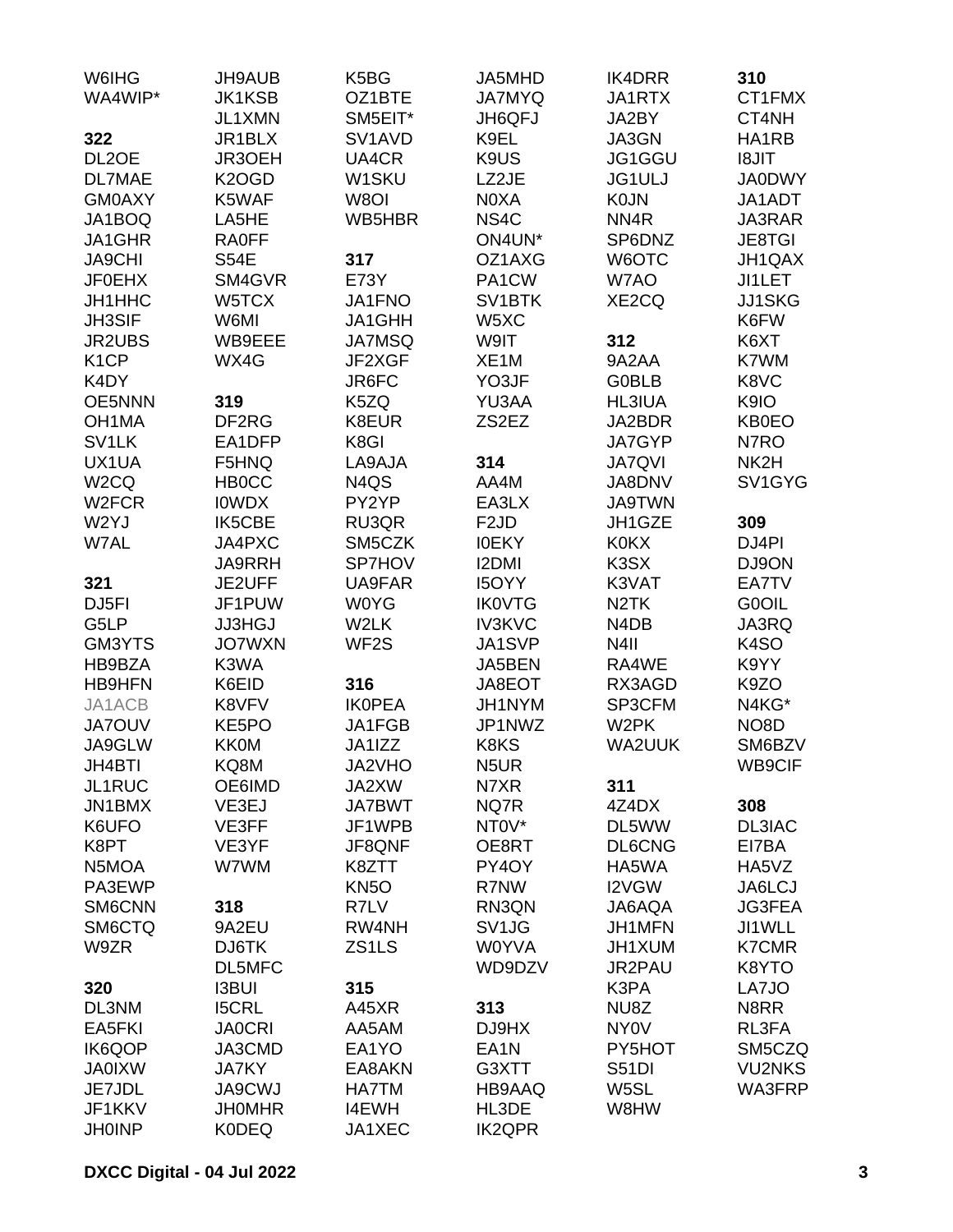W6IHG
WA4WIP*

**322**
DL2OE
DL7MAE
GM0AXY
JA1BOQ
JA1GHR
JA9CHI
JF0EHX
JH1HHC
JH3SIF
JR2UBS
K1CP
K4DY
OE5NNN
OH1MA
SV1LK
UX1UA
W2CQ
W2FCR
W2YJ
W7AL

**321**
DJ5FI
G5LP
GM3YTS
HB9BZA
HB9HFN
JA1ACB
JA7OUV
JA9GLW
JH4BTI
JL1RUC
JN1BMX
K6UFO
K8PT
N5MOA
PA3EWP
SM6CNN
SM6CTQ
W9ZR

**320**
DL3NM
EA5FKI
IK6QOP
JA0IXW
JE7JDL
JF1KKV
JH0INP
JH9AUB
JK1KSB
JL1XMN
JR1BLX
JR3OEH
K2OGD
K5WAF
LA5HE
RA0FF
S54E
SM4GVR
W5TCX
W6MI
WB9EEE
WX4G

**319**
DF2RG
EA1DFP
F5HNQ
HB0CC
I0WDX
IK5CBE
JA4PXC
JA9RRH
JE2UFF
JF1PUW
JJ3HGJ
JO7WXN
K3WA
K6EID
K8VFV
KE5PO
KK0M
KQ8M
OE6IMD
VE3EJ
VE3FF
VE3YF
W7WM

**318**
9A2EU
DJ6TK
DL5MFC
I3BUI
I5CRL
JA0CRI
JA3CMD
JA7KY
JA9CWJ
JH0MHR
K0DEQ
K5BG
OZ1BTE
SM5EIT*
SV1AVD
UA4CR
W1SKU
W8OI
WB5HBR

**317**
E73Y
JA1FNO
JA1GHH
JA7MSQ
JF2XGF
JR6FC
K5ZQ
K8EUR
K8GI
LA9AJA
N4QS
PY2YP
RU3QR
SM5CZK
SP7HOV
UA9FAR
W0YG
W2LK
WF2S

**316**
IK0PEA
JA1FGB
JA1IZZ
JA2VHO
JA2XW
JA7BWT
JF1WPB
JF8QNF
K8ZTT
KN5O
R7LV
RW4NH
ZS1LS

**315**
A45XR
AA5AM
EA1YO
EA8AKN
HA7TM
I4EWH
JA1XEC
JA5MHD
JA7MYQ
JH6QFJ
K9EL
K9US
LZ2JE
N0XA
NS4C
ON4UN*
OZ1AXG
PA1CW
SV1BTK
W5XC
W9IT
XE1M
YO3JF
YU3AA
ZS2EZ

**314**
AA4M
EA3LX
F2JD
I0EKY
I2DMI
I5OYY
IK0VTG
IV3KVC
JA1SVP
JA5BEN
JA8EOT
JH1NYM
JP1NWZ
K8KS
N5UR
N7XR
NQ7R
NT0V*
OE8RT
PY4OY
R7NW
RN3QN
SV1JG
W0YVA
WD9DZV

**313**
DJ9HX
EA1N
G3XTT
HB9AAQ
HL3DE
IK2QPR
IK4DRR
JA1RTX
JA2BY
JA3GN
JG1GGU
JG1ULJ
K0JN
NN4R
SP6DNZ
W6OTC
W7AO
XE2CQ

**312**
9A2AA
G0BLB
HL3IUA
JA2BDR
JA7GYP
JA7QVI
JA8DNV
JA9TWN
JH1GZE
K0KX
K3SX
K3VAT
N2TK
N4DB
N4II
RA4WE
RX3AGD
SP3CFM
W2PK
WA2UUK

**311**
4Z4DX
DL5WW
DL6CNG
HA5WA
I2VGW
JA6AQA
JH1MFN
JH1XUM
JR2PAU
K3PA
NU8Z
NY0V
PY5HOT
S51DI
W5SL
W8HW

**310**
CT1FMX
CT4NH
HA1RB
I8JIT
JA0DWY
JA1ADT
JA3RAR
JE8TGI
JH1QAX
JI1LET
JJ1SKG
K6FW
K6XT
K7WM
K8VC
K9IO
KB0EO
N7RO
NK2H
SV1GYG

**309**
DJ4PI
DJ9ON
EA7TV
G0OIL
JA3RQ
K4SO
K9YY
K9ZO
N4KG*
NO8D
SM6BZV
WB9CIF

**308**
DL3IAC
EI7BA
HA5VZ
JA6LCJ
JG3FEA
JI1WLL
K7CMR
K8YTO
LA7JO
N8RR
RL3FA
SM5CZQ
VU2NKS
WA3FRP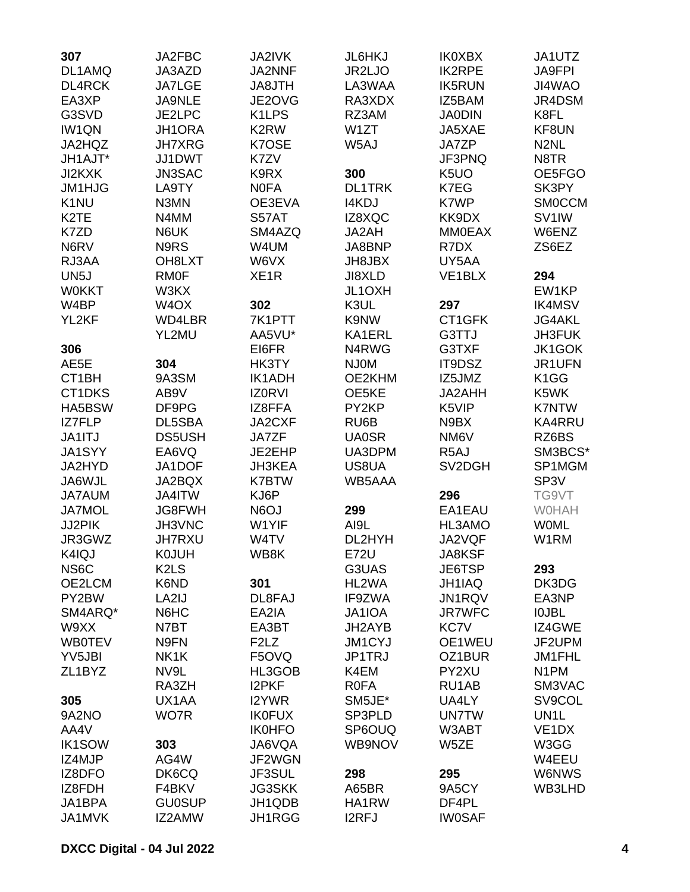**307**
DL1AMQ
DL4RCK
EA3XP
G3SVD
IW1QN
JA2HQZ
JH1AJT*
JI2KXK
JM1HJG
K1NU
K2TE
K7ZD
N6RV
RJ3AA
UN5J
W0KKT
W4BP
YL2KF

**306**
AE5E
CT1BH
CT1DKS
HA5BSW
IZ7FLP
JA1ITJ
JA1SYY
JA2HYD
JA6WJL
JA7AUM
JA7MOL
JJ2PIK
JR3GWZ
K4IQJ
NS6C
OE2LCM
PY2BW
SM4ARQ*
W9XX
WB0TEV
YV5JBI
ZL1BYZ

**305**
9A2NO
AA4V
IK1SOW
IZ4MJP
IZ8DFO
IZ8FDH
JA1BPA
JA1MVK
JA2FBC
JA3AZD
JA7LGE
JA9NLE
JE2LPC
JH1ORA
JH7XRG
JJ1DWT
JN3SAC
LA9TY
N3MN
N4MM
N6UK
N9RS
OH8LXT
RM0F
W3KX
W4OX
WD4LBR
YL2MU

**304**
9A3SM
AB9V
DF9PG
DL5SBA
DS5USH
EA6VQ
JA1DOF
JA2BQX
JA4ITW
JG8FWH
JH3VNC
JH7RXU
K0JUH
K2LS
K6ND
LA2IJ
N6HC
N7BT
N9FN
NK1K
NV9L
RA3ZH
UX1AA
WO7R

**303**
AG4W
DK6CQ
F4BKV
GU0SUP
IZ2AMW
JA2IVK
JA2NNF
JA8JTH
JE2OVG
K1LPS
K2RW
K7OSE
K7ZV
K9RX
N0FA
OE3EVA
S57AT
SM4AZQ
W4UM
W6VX
XE1R

**302**
7K1PTT
AA5VU*
EI6FR
HK3TY
IK1ADH
IZ0RVI
IZ8FFA
JA2CXF
JA7ZF
JE2EHP
JH3KEA
K7BTW
KJ6P
N6OJ
W1YIF
W4TV
WB8K

**301**
DL8FAJ
EA2IA
EA3BT
F2LZ
F5OVQ
HL3GOB
I2PKF
I2YWR
IK0FUX
IK0HFO
JA6VQA
JF2WGN
JF3SUL
JG3SKK
JH1QDB
JH1RGG
JL6HKJ
JR2LJO
LA3WAA
RA3XDX
RZ3AM
W1ZT
W5AJ

**300**
DL1TRK
I4KDJ
IZ8XQC
JA2AH
JA8BNP
JH8JBX
JI8XLD
JL1OXH
K3UL
K9NW
KA1ERL
N4RWG
NJ0M
OE2KHM
OE5KE
PY2KP
RU6B
UA0SR
UA3DPM
US8UA
WB5AAA

**299**
AI9L
DL2HYH
E72U
G3UAS
HL2WA
IF9ZWA
JA1IOA
JH2AYB
JM1CYJ
JP1TRJ
K4EM
R0FA
SM5JE*
SP3PLD
SP6OUQ
WB9NOV

**298**
A65BR
HA1RW
I2RFJ
IK0XBX
IK2RPE
IK5RUN
IZ5BAM
JA0DIN
JA5XAE
JA7ZP
JF3PNQ
K5UO
K7EG
K7WP
KK9DX
MM0EAX
R7DX
UY5AA
VE1BLX

**297**
CT1GFK
G3TTJ
G3TXF
IT9DSZ
IZ5JMZ
JA2AHH
K5VIP
N9BX
NM6V
R5AJ
SV2DGH

**296**
EA1EAU
HL3AMO
JA2VQF
JA8KSF
JE6TSP
JH1IAQ
JN1RQV
JR7WFC
KC7V
OE1WEU
OZ1BUR
PY2XU
RU1AB
UA4LY
UN7TW
W3ABT
W5ZE

**295**
9A5CY
DF4PL
IW0SAF
JA1UTZ
JA9FPI
JI4WAO
JR4DSM
K8FL
KF8UN
N2NL
N8TR
OE5FGO
SK3PY
SM0CCM
SV1IW
W6ENZ
ZS6EZ

**294**
EW1KP
IK4MSV
JG4AKL
JH3FUK
JK1GOK
JR1UFN
K1GG
K5WK
K7NTW
KA4RRU
RZ6BS
SM3BCS*
SP1MGM
SP3V
TG9VT
W0HAH
W0ML
W1RM

**293**
DK3DG
EA3NP
I0JBL
IZ4GWE
JF2UPM
JM1FHL
N1PM
SM3VAC
SV9COL
UN1L
VE1DX
W3GG
W4EEU
W6NWS
WB3LHD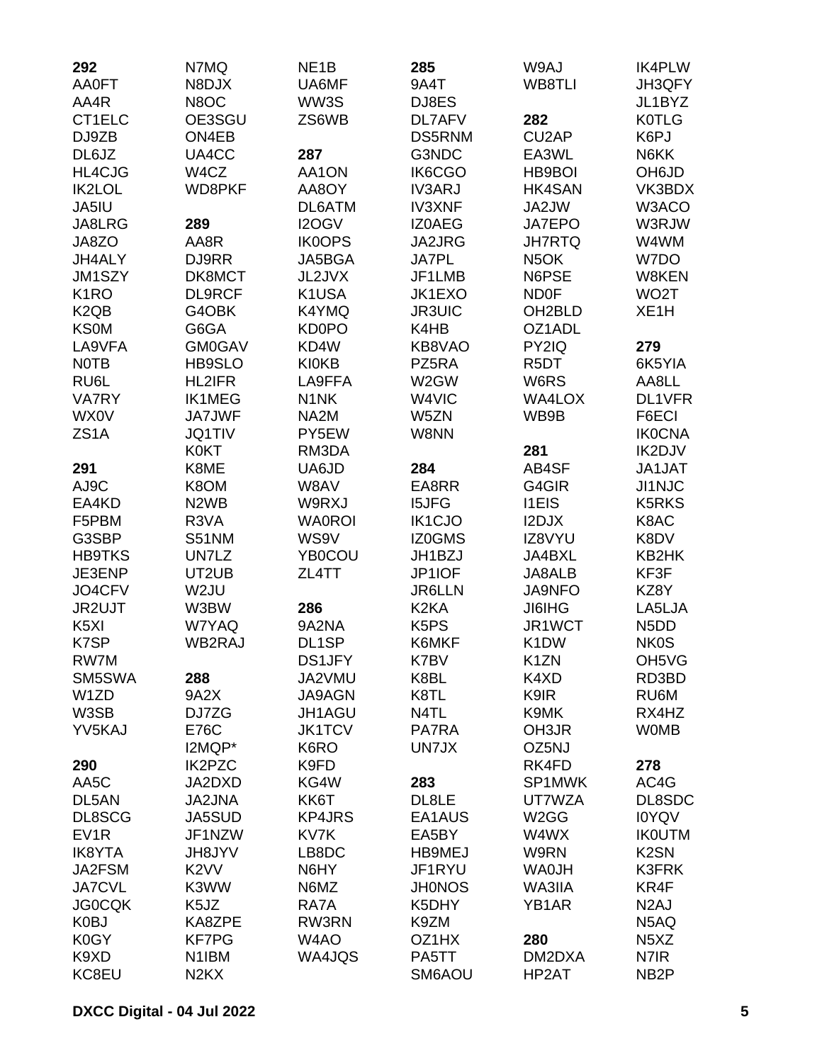**292**
AA0FT
AA4R
CT1ELC
DJ9ZB
DL6JZ
HL4CJG
IK2LOL
JA5IU
JA8LRG
JA8ZO
JH4ALY
JM1SZY
K1RO
K2QB
KS0M
LA9VFA
N0TB
RU6L
VA7RY
WX0V
ZS1A

**291**
AJ9C
EA4KD
F5PBM
G3SBP
HB9TKS
JE3ENP
JO4CFV
JR2UJT
K5XI
K7SP
RW7M
SM5SWA
W1ZD
W3SB
YV5KAJ

**290**
AA5C
DL5AN
DL8SCG
EV1R
IK8YTA
JA2FSM
JA7CVL
JG0CQK
K0BJ
K0GY
K9XD
KC8EU
N7MQ
N8DJX
N8OC
OE3SGU
ON4EB
UA4CC
W4CZ
WD8PKF

**289**
AA8R
DJ9RR
DK8MCT
DL9RCF
G4OBK
G6GA
GM0GAV
HB9SLO
HL2IFR
IK1MEG
JA7JWF
JQ1TIV
K0KT
K8ME
K8OM
N2WB
R3VA
S51NM
UN7LZ
UT2UB
W2JU
W3BW
W7YAQ
WB2RAJ

**288**
9A2X
DJ7ZG
E76C
I2MQP*
IK2PZC
JA2DXD
JA2JNA
JA5SUD
JF1NZW
JH8JYV
K2VV
K3WW
K5JZ
KA8ZPE
KF7PG
N1IBM
N2KX
NE1B
UA6MF
WW3S
ZS6WB

**287**
AA1ON
AA8OY
DL6ATM
I2OGV
IK0OPS
JA5BGA
JL2JVX
K1USA
K4YMQ
KD0PO
KD4W
KI0KB
LA9FFA
N1NK
NA2M
PY5EW
RM3DA
UA6JD
W8AV
W9RXJ
WA0ROI
WS9V
YB0COU
ZL4TT

**286**
9A2NA
DL1SP
DS1JFY
JA2VMU
JA9AGN
JH1AGU
JK1TCV
K6RO
K9FD
KG4W
KK6T
KP4JRS
KV7K
LB8DC
N6HY
N6MZ
RA7A
RW3RN
W4AO
WA4JQS

**285**
9A4T
DJ8ES
DL7AFV
DS5RNM
G3NDC
IK6CGO
IV3ARJ
IV3XNF
IZ0AEG
JA2JRG
JA7PL
JF1LMB
JK1EXO
JR3UIC
K4HB
KB8VAO
PZ5RA
W2GW
W4VIC
W5ZN
W8NN

**284**
EA8RR
I5JFG
IK1CJO
IZ0GMS
JH1BZJ
JP1IOF
JR6LLN
K2KA
K5PS
K6MKF
K7BV
K8BL
K8TL
N4TL
PA7RA
UN7JX

**283**
DL8LE
EA1AUS
EA5BY
HB9MEJ
JF1RYU
JH0NOS
K5DHY
K9ZM
OZ1HX
PA5TT
SM6AOU
W9AJ
WB8TLI

**282**
CU2AP
EA3WL
HB9BOI
HK4SAN
JA2JW
JA7EPO
JH7RTQ
N5OK
N6PSE
ND0F
OH2BLD
OZ1ADL
PY2IQ
R5DT
W6RS
WA4LOX
WB9B

**281**
AB4SF
G4GIR
I1EIS
I2DJX
IZ8VYU
JA4BXL
JA8ALB
JA9NFO
JI6IHG
JR1WCT
K1DW
K1ZN
K4XD
K9IR
K9MK
OH3JR
OZ5NJ
RK4FD
SP1MWK
UT7WZA
W2GG
W4WX
W9RN
WA0JH
WA3IIA
YB1AR

**280**
DM2DXA
HP2AT
IK4PLW
JH3QFY
JL1BYZ
K0TLG
K6PJ
N6KK
OH6JD
VK3BDX
W3ACO
W3RJW
W4WM
W7DO
W8KEN
WO2T
XE1H

**279**
6K5YIA
AA8LL
DL1VFR
F6ECI
IK0CNA
IK2DJV
JA1JAT
JI1NJC
K5RKS
K8AC
K8DV
KB2HK
KF3F
KZ8Y
LA5LJA
N5DD
NK0S
OH5VG
RD3BD
RU6M
RX4HZ
W0MB

**278**
AC4G
DL8SDC
I0YQV
IK0UTM
K2SN
K3FRK
KR4F
N2AJ
N5AQ
N5XZ
N7IR
NB2P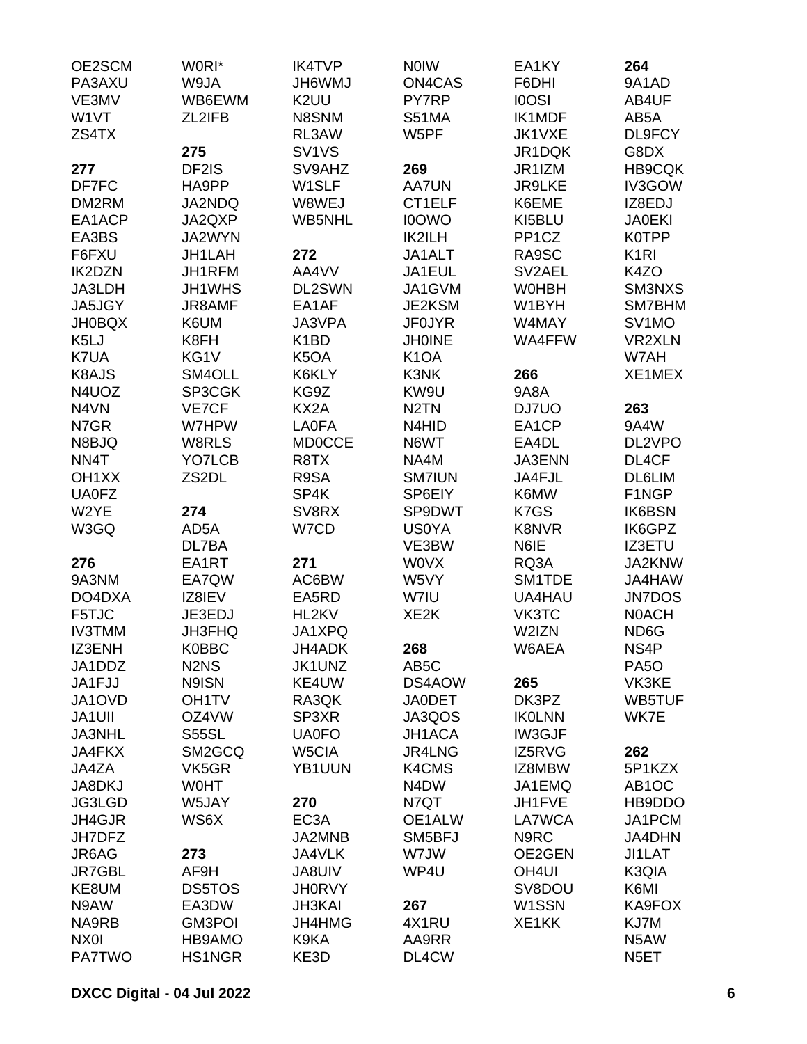OE2SCM
PA3AXU
VE3MV
W1VT
ZS4TX

**277**
DF7FC
DM2RM
EA1ACP
EA3BS
F6FXU
IK2DZN
JA3LDH
JA5JGY
JH0BQX
K5LJ
K7UA
K8AJS
N4UOZ
N4VN
N7GR
N8BJQ
NN4T
OH1XX
UA0FZ
W2YE
W3GQ

**276**
9A3NM
DO4DXA
F5TJC
IV3TMM
IZ3ENH
JA1DDZ
JA1FJJ
JA1OVD
JA1UII
JA3NHL
JA4FKX
JA4ZA
JA8DKJ
JG3LGD
JH4GJR
JH7DFZ
JR6AG
JR7GBL
KE8UM
N9AW
NA9RB
NX0I
PA7TWO

W0RI*
W9JA
WB6EWM
ZL2IFB

**275**
DF2IS
HA9PP
JA2NDQ
JA2QXP
JA2WYN
JH1LAH
JH1RFM
JH1WHS
JR8AMF
K6UM
K8FH
KG1V
SM4OLL
SP3CGK
VE7CF
W7HPW
W8RLS
YO7LCB
ZS2DL

**274**
AD5A
DL7BA
EA1RT
EA7QW
IZ8IEV
JE3EDJ
JH3FHQ
K0BBC
N2NS
N9ISN
OH1TV
OZ4VW
S55SL
SM2GCQ
VK5GR
W0HT
W5JAY
WS6X

**273**
AF9H
DS5TOS
EA3DW
GM3POI
HB9AMO
HS1NGR

IK4TVP
JH6WMJ
K2UU
N8SNM
RL3AW
SV1VS
SV9AHZ
W1SLF
W8WEJ
WB5NHL

**272**
AA4VV
DL2SWN
EA1AF
JA3VPA
K1BD
K5OA
K6KLY
KG9Z
KX2A
LA0FA
MD0CCE
R8TX
R9SA
SP4K
SV8RX
W7CD

**271**
AC6BW
EA5RD
HL2KV
JA1XPQ
JH4ADK
JK1UNZ
KE4UW
RA3QK
SP3XR
UA0FO
W5CIA
YB1UUN

**270**
EC3A
JA2MNB
JA4VLK
JA8UIV
JH0RVY
JH3KAI
JH4HMG
K9KA
KE3D

N0IW
ON4CAS
PY7RP
S51MA
W5PF

**269**
AA7UN
CT1ELF
I0OWO
IK2ILH
JA1ALT
JA1EUL
JA1GVM
JE2KSM
JF0JYR
JH0INE
K1OA
K3NK
KW9U
N2TN
N4HID
N6WT
NA4M
SM7IUN
SP6EIY
SP9DWT
US0YA
VE3BW
W0VX
W5VY
W7IU
XE2K

**268**
AB5C
DS4AOW
JA0DET
JA3QOS
JH1ACA
JR4LNG
K4CMS
N4DW
N7QT
OE1ALW
SM5BFJ
W7JW
WP4U

**267**
4X1RU
AA9RR
DL4CW

EA1KY
F6DHI
I0OSI
IK1MDF
JK1VXE
JR1DQK
JR1IZM
JR9LKE
K6EME
KI5BLU
PP1CZ
RA9SC
SV2AEL
W0HBH
W1BYH
W4MAY
WA4FFW

**266**
9A8A
DJ7UO
EA1CP
EA4DL
JA3ENN
JA4FJL
K6MW
K7GS
K8NVR
N6IE
RQ3A
SM1TDE
UA4HAU
VK3TC
W2IZN
W6AEA

**265**
DK3PZ
IK0LNN
IW3GJF
IZ5RVG
IZ8MBW
JA1EMQ
JH1FVE
LA7WCA
N9RC
OE2GEN
OH4UI
SV8DOU
W1SSN
XE1KK

**264**
9A1AD
AB4UF
AB5A
DL9FCY
G8DX
HB9CQK
IV3GOW
IZ8EDJ
JA0EKI
K0TPP
K1RI
K4ZO
SM3NXS
SM7BHM
SV1MO
VR2XLN
W7AH
XE1MEX

**263**
9A4W
DL2VPO
DL4CF
DL6LIM
F1NGP
IK6BSN
IK6GPZ
IZ3ETU
JA2KNW
JA4HAW
JN7DOS
N0ACH
ND6G
NS4P
PA5O
VK3KE
WB5TUF
WK7E

**262**
5P1KZX
AB1OC
HB9DDO
JA1PCM
JA4DHN
JI1LAT
K3QIA
K6MI
KA9FOX
KJ7M
N5AW
N5ET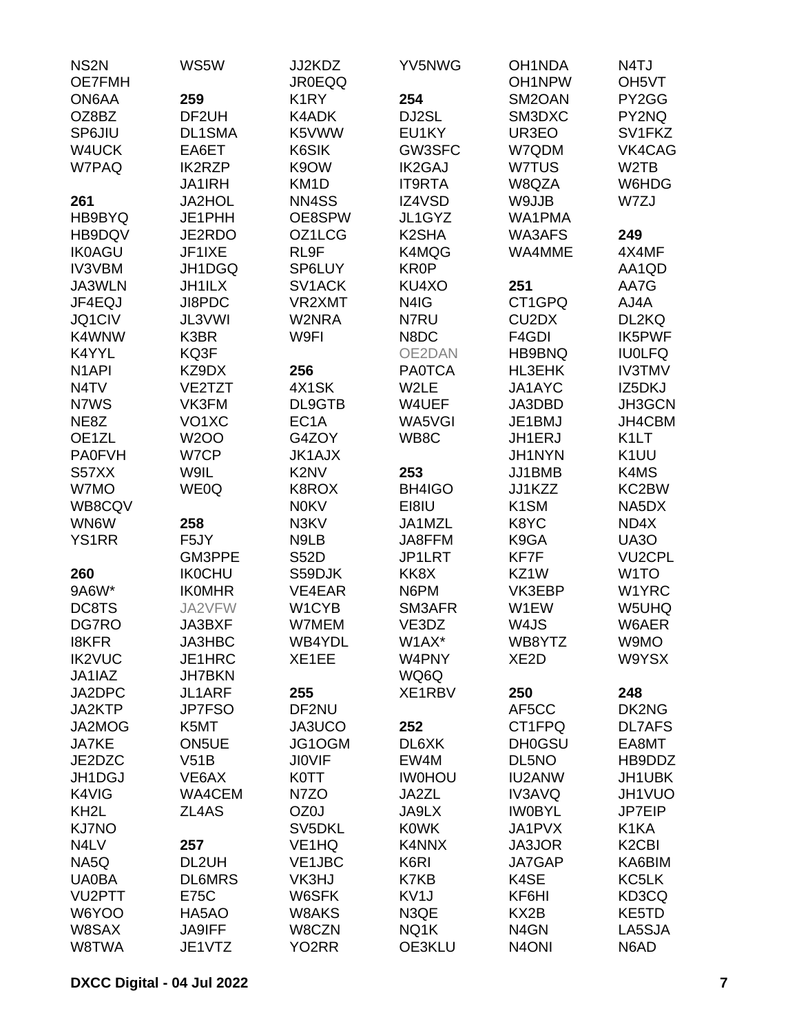NS2N
OE7FMH
ON6AA
OZ8BZ
SP6JIU
W4UCK
W7PAQ

**261**
HB9BYQ
HB9DQV
IK0AGU
IV3VBM
JA3WLN
JF4EQJ
JQ1CIV
K4WNW
K4YYL
N1API
N4TV
N7WS
NE8Z
OE1ZL
PA0FVH
S57XX
W7MO
WB8CQV
WN6W
YS1RR

**260**
9A6W*
DC8TS
DG7RO
I8KFR
IK2VUC
JA1IAZ
JA2DPC
JA2KTP
JA2MOG
JA7KE
JE2DZC
JH1DGJ
K4VIG
KH2L
KJ7NO
N4LV
NA5Q
UA0BA
VU2PTT
W6YOO
W8SAX
W8TWA

WS5W

**259**
DF2UH
DL1SMA
EA6ET
IK2RZP
JA1IRH
JA2HOL
JE1PHH
JE2RDO
JF1IXE
JH1DGQ
JH1ILX
JI8PDC
JL3VWI
K3BR
KQ3F
KZ9DX
VE2TZT
VK3FM
VO1XC
W2OO
W7CP
W9IL
WE0Q

**258**
F5JY
GM3PPE
IK0CHU
IK0MHR
JA2VFW
JA3BXF
JA3HBC
JE1HRC
JH7BKN
JL1ARF
JP7FSO
K5MT
ON5UE
V51B
VE6AX
WA4CEM
ZL4AS

**257**
DL2UH
DL6MRS
E75C
HA5AO
JA9IFF
JE1VTZ

JJ2KDZ
JR0EQQ
K1RY
K4ADK
K5VWW
K6SIK
K9OW
KM1D
NN4SS
OE8SPW
OZ1LCG
RL9F
SP6LUY
SV1ACK
VR2XMT
W2NRA
W9FI

**256**
4X1SK
DL9GTB
EC1A
G4ZOY
JK1AJX
K2NV
K8ROX
N0KV
N3KV
N9LB
S52D
S59DJK
VE4EAR
W1CYB
W7MEM
WB4YDL
XE1EE

**255**
DF2NU
JA3UCO
JG1OGM
JI0VIF
K0TT
N7ZO
OZ0J
SV5DKL
VE1HQ
VE1JBC
VK3HJ
W6SFK
W8AKS
W8CZN
YO2RR

YV5NWG

**254**
DJ2SL
EU1KY
GW3SFC
IK2GAJ
IT9RTA
IZ4VSD
JL1GYZ
K2SHA
K4MQG
KR0P
KU4XO
N4IG
N7RU
N8DC
OE2DAN
PA0TCA
W2LE
W4UEF
WA5VGI
WB8C

**253**
BH4IGO
EI8IU
JA1MZL
JA8FFM
JP1LRT
KK8X
N6PM
SM3AFR
VE3DZ
W1AX*
W4PNY
WQ6Q
XE1RBV

**252**
DL6XK
EW4M
IW0HOU
JA2ZL
JA9LX
K0WK
K4NNX
K6RI
K7KB
KV1J
N3QE
NQ1K
OE3KLU

OH1NDA
OH1NPW
SM2OAN
SM3DXC
UR3EO
W7QDM
W7TUS
W8QZA
W9JJB
WA1PMA
WA3AFS
WA4MME

**251**
CT1GPQ
CU2DX
F4GDI
HB9BNQ
HL3EHK
JA1AYC
JA3DBD
JE1BMJ
JH1ERJ
JH1NYN
JJ1BMB
JJ1KZZ
K1SM
K8YC
K9GA
KF7F
KZ1W
VK3EBP
W1EW
W4JS
WB8YTZ
XE2D

**250**
AF5CC
CT1FPQ
DH0GSU
DL5NO
IU2ANW
IV3AVQ
IW0BYL
JA1PVX
JA3JOR
JA7GAP
K4SE
KF6HI
KX2B
N4GN
N4ONI

N4TJ
OH5VT
PY2GG
PY2NQ
SV1FKZ
VK4CAG
W2TB
W6HDG
W7ZJ

**249**
4X4MF
AA1QD
AA7G
AJ4A
DL2KQ
IK5PWF
IU0LFQ
IV3TMV
IZ5DKJ
JH3GCN
JH4CBM
K1LT
K1UU
K4MS
KC2BW
NA5DX
ND4X
UA3O
VU2CPL
W1TO
W1YRC
W5UHQ
W6AER
W9MO
W9YSX

**248**
DK2NG
DL7AFS
EA8MT
HB9DDZ
JH1UBK
JH1VUO
JP7EIP
K1KA
K2CBI
KA6BIM
KC5LK
KD3CQ
KE5TD
LA5SJA
N6AD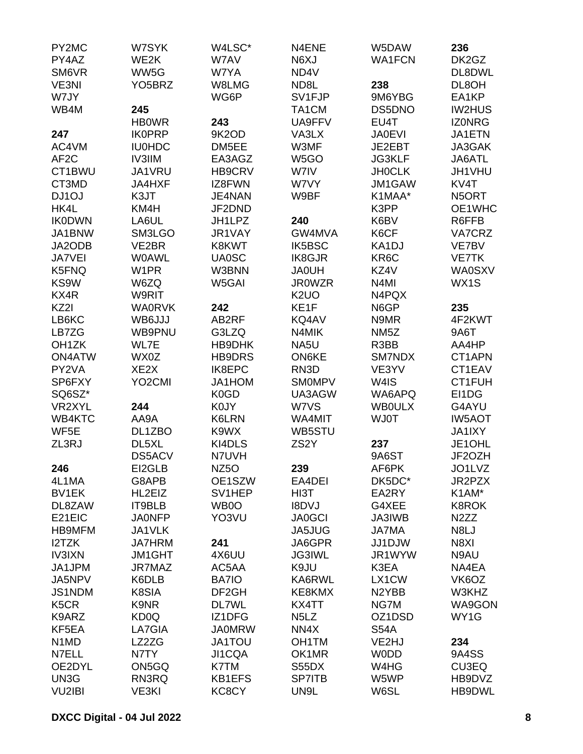PY2MC
PY4AZ
SM6VR
VE3NI
W7JY
WB4M

**247**
AC4VM
AF2C
CT1BWU
CT3MD
DJ1OJ
HK4L
IK0DWN
JA1BNW
JA2ODB
JA7VEI
K5FNQ
KS9W
KX4R
KZ2I
LB6KC
LB7ZG
OH1ZK
ON4ATW
PY2VA
SP6FXY
SQ6SZ*
VR2XYL
WB4KTC
WF5E
ZL3RJ

**246**
4L1MA
BV1EK
DL8ZAW
E21EIC
HB9MFM
I2TZK
IV3IXN
JA1JPM
JA5NPV
JS1NDM
K5CR
K9ARZ
KF5EA
N1MD
N7ELL
OE2DYL
UN3G
VU2IBI

W7SYK
WE2K
WW5G
YO5BRZ

**245**
HB0WR
IK0PRP
IU0HDC
IV3IIM
JA1VRU
JA4HXF
K3JT
KM4H
LA6UL
SM3LGO
VE2BR
W0AWL
W1PR
W6ZQ
W9RIT
WA0RVK
WB6JJJ
WB9PNU
WL7E
WX0Z
XE2X
YO2CMI

**244**
AA9A
DL1ZBO
DL5XL
DS5ACV
EI2GLB
G8APB
HL2EIZ
IT9BLB
JA0NFP
JA1VLK
JA7HRM
JM1GHT
JR7MAZ
K6DLB
K8SIA
K9NR
KD0Q
LA7GIA
LZ2ZG
N7TY
ON5GQ
RN3RQ
VE3KI

W4LSC*
W7AV
W7YA
W8LMG
WG6P

**243**
9K2OD
DM5EE
EA3AGZ
HB9CRV
IZ8FWN
JE4NAN
JF2DND
JH1LPZ
JR1VAY
K8KWT
UA0SC
W3BNN
W5GAI

**242**
AB2RF
G3LZQ
HB9DHK
HB9DRS
IK8EPC
JA1HOM
K0GD
K0JY
K6LRN
K9WX
KI4DLS
N7UVH
NZ5O
OE1SZW
SV1HEP
WB0O
YO3VU

**241**
4X6UU
AC5AA
BA7IO
DF2GH
DL7WL
IZ1DFG
JA0MRW
JA1TOU
JI1CQA
K7TM
KB1EFS
KC8CY

N4ENE
N6XJ
ND4V
ND8L
SV1FJP
TA1CM
UA9FFV
VA3LX
W3MF
W5GO
W7IV
W7VY
W9BF

**240**
GW4MVA
IK5BSC
IK8GJR
JA0UH
JR0WZR
K2UO
KE1F
KQ4AV
N4MIK
NA5U
ON6KE
RN3D
SM0MPV
UA3AGW
W7VS
WA4MIT
WB5STU
ZS2Y

**239**
EA4DEI
HI3T
I8DVJ
JA0GCI
JA5JUG
JA6GPR
JG3IWL
K9JU
KA6RWL
KE8KMX
KX4TT
N5LZ
NN4X
OH1TM
OK1MR
S55DX
SP7ITB
UN9L

W5DAW
WA1FCN

**238**
9M6YBG
DS5DNO
EU4T
JA0EVI
JE2EBT
JG3KLF
JH0CLK
JM1GAW
K1MAA*
K3PP
K6BV
K6CF
KA1DJ
KR6C
KZ4V
N4MI
N4PQX
N6GP
N9MR
NM5Z
R3BB
SM7NDX
VE3YV
W4IS
WA6APQ
WB0ULX
WJ0T

**237**
9A6ST
AF6PK
DK5DC*
EA2RY
G4XEE
JA3IWB
JA7MA
JJ1DJW
JR1WYW
K3EA
LX1CW
N2YBB
NG7M
OZ1DSD
S54A
VE2HJ
W0DD
W4HG
W5WP
W6SL

**236**
DK2GZ
DL8DWL
DL8OH
EA1KP
IW2HUS
IZ0NRG
JA1ETN
JA3GAK
JA6ATL
JH1VHU
KV4T
N5ORT
OE1WHC
R6FFB
VA7CRZ
VE7BV
VE7TK
WA0SXV
WX1S

**235**
4F2KWT
9A6T
AA4HP
CT1APN
CT1EAV
CT1FUH
EI1DG
G4AYU
IW5AOT
JA1IXY
JE1OHL
JF2OZH
JO1LVZ
JR2PZX
K1AM*
K8ROK
N2ZZ
N8LJ
N8XI
N9AU
NA4EA
VK6OZ
W3KHZ
WA9GON
WY1G

**234**
9A4SS
CU3EQ
HB9DVZ
HB9DWL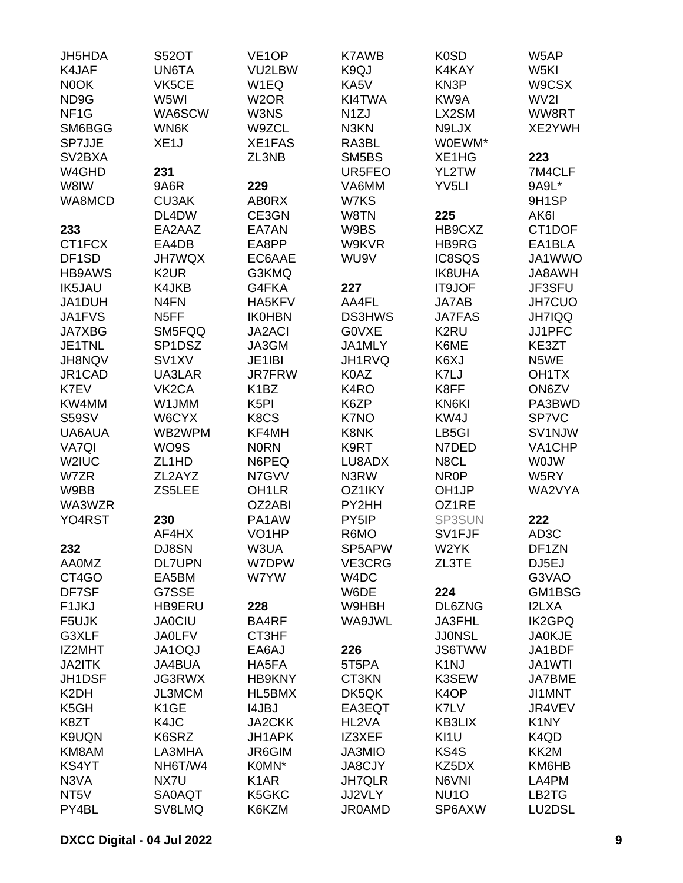JH5HDA
K4JAF
N0OK
ND9G
NF1G
SM6BGG
SP7JJE
SV2BXA
W4GHD
W8IW
WA8MCD

**233**
CT1FCX
DF1SD
HB9AWS
IK5JAU
JA1DUH
JA1FVS
JA7XBG
JE1TNL
JH8NQV
JR1CAD
K7EV
KW4MM
S59SV
UA6AUA
VA7QI
W2IUC
W7ZR
W9BB
WA3WZR
YO4RST

**232**
AA0MZ
CT4GO
DF7SF
F1JKJ
F5UJK
G3XLF
IZ2MHT
JA2ITK
JH1DSF
K2DH
K5GH
K8ZT
K9UQN
KM8AM
KS4YT
N3VA
NT5V
PY4BL

S52OT
UN6TA
VK5CE
W5WI
WA6SCW
WN6K
XE1J

**231**
9A6R
CU3AK
DL4DW
EA2AAZ
EA4DB
JH7WQX
K2UR
K4JKB
N4FN
N5FF
SM5FQQ
SP1DSZ
SV1XV
UA3LAR
VK2CA
W1JMM
W6CYX
WB2WPM
WO9S
ZL1HD
ZL2AYZ
ZS5LEE

**230**
AF4HX
DJ8SN
DL7UPN
EA5BM
G7SSE
HB9ERU
JA0CIU
JA0LFV
JA1OQJ
JA4BUA
JG3RWX
JL3MCM
K1GE
K4JC
K6SRZ
LA3MHA
NH6T/W4
NX7U
SA0AQT
SV8LMQ

VE1OP
VU2LBW
W1EQ
W2OR
W3NS
W9ZCL
XE1FAS
ZL3NB

**229**
AB0RX
CE3GN
EA7AN
EA8PP
EC6AAE
G3KMQ
G4FKA
HA5KFV
IK0HBN
JA2ACI
JA3GM
JE1IBI
JR7FRW
K1BZ
K5PI
K8CS
KF4MH
N0RN
N6PEQ
N7GVV
OH1LR
OZ2ABI
PA1AW
VO1HP
W3UA
W7DPW
W7YW

**228**
BA4RF
CT3HF
EA6AJ
HA5FA
HB9KNY
HL5BMX
I4JBJ
JA2CKK
JH1APK
JR6GIM
K0MN*
K1AR
K5GKC
K6KZM

K7AWB
K9QJ
KA5V
KI4TWA
N1ZJ
N3KN
RA3BL
SM5BS
UR5FEO
VA6MM
W7KS
W8TN
W9BS
W9KVR
WU9V

**227**
AA4FL
DS3HWS
G0VXE
JA1MLY
JH1RVQ
K0AZ
K4RO
K6ZP
K7NO
K8NK
K9RT
LU8ADX
N3RW
OZ1IKY
PY2HH
PY5IP
R6MO
SP5APW
VE3CRG
W4DC
W6DE
W9HBH
WA9JWL

**226**
5T5PA
CT3KN
DK5QK
EA3EQT
HL2VA
IZ3XEF
JA3MIO
JA8CJY
JH7QLR
JJ2VLY
JR0AMD

K0SD
K4KAY
KN3P
KW9A
LX2SM
N9LJX
W0EWM*
XE1HG
YL2TW
YV5LI

**225**
HB9CXZ
HB9RG
IC8SQS
IK8UHA
IT9JOF
JA7AB
JA7FAS
K2RU
K6ME
K6XJ
K7LJ
K8FF
KN6KI
KW4J
LB5GI
N7DED
N8CL
NR0P
OH1JP
OZ1RE
SP3SUN
SV1FJF
W2YK
ZL3TE

**224**
DL6ZNG
JA3FHL
JJ0NSL
JS6TWW
K1NJ
K3SEW
K4OP
K7LV
KB3LIX
KI1U
KS4S
KZ5DX
N6VNI
NU1O
SP6AXW

W5AP
W5KI
W9CSX
WV2I
WW8RT
XE2YWH

**223**
7M4CLF
9A9L*
9H1SP
AK6I
CT1DOF
EA1BLA
JA1WWO
JA8AWH
JF3SFU
JH7CUO
JH7IQQ
JJ1PFC
KE3ZT
N5WE
OH1TX
ON6ZV
PA3BWD
SP7VC
SV1NJW
VA1CHP
W0JW
W5RY
WA2VYA

**222**
AD3C
DF1ZN
DJ5EJ
G3VAO
GM1BSG
I2LXA
IK2GPQ
JA0KJE
JA1BDF
JA1WTI
JA7BME
JI1MNT
JR4VEV
K1NY
K4QD
KK2M
KM6HB
LA4PM
LB2TG
LU2DSL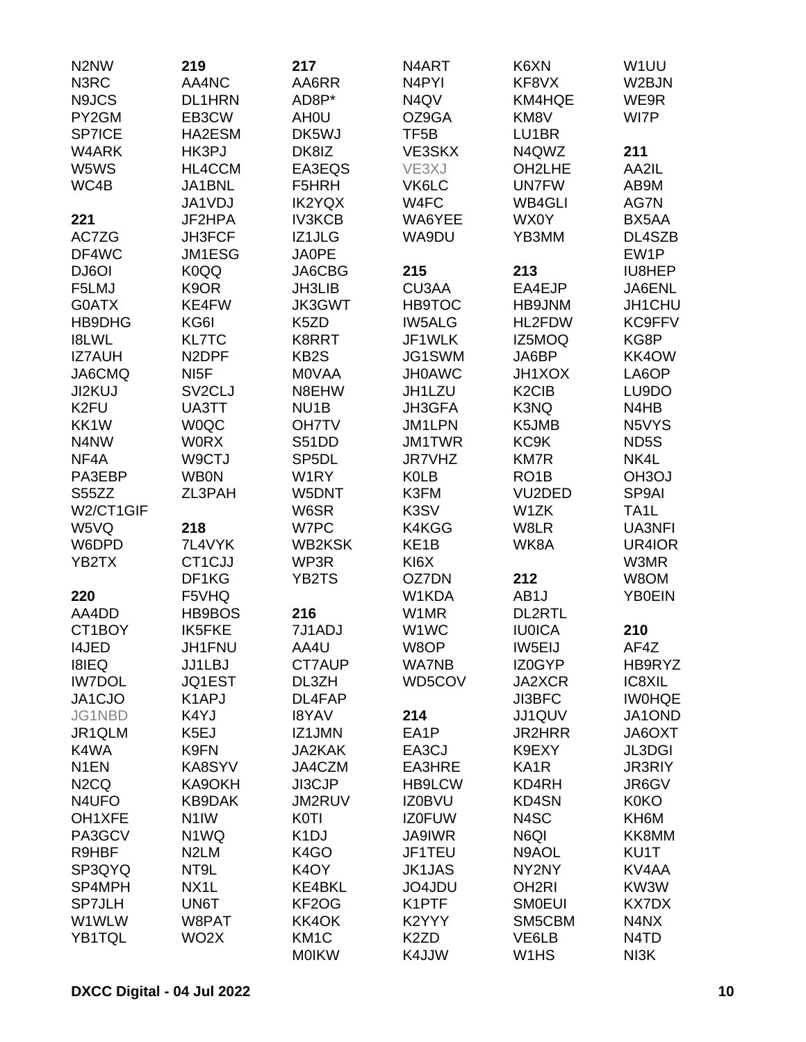N2NW
N3RC
N9JCS
PY2GM
SP7ICE
W4ARK
W5WS
WC4B

**221**
AC7ZG
DF4WC
DJ6OI
F5LMJ
G0ATX
HB9DHG
I8LWL
IZ7AUH
JA6CMQ
JI2KUJ
K2FU
KK1W
N4NW
NF4A
PA3EBP
S55ZZ
W2/CT1GIF
W5VQ
W6DPD
YB2TX

**220**
AA4DD
CT1BOY
I4JED
I8IEQ
IW7DOL
JA1CJO
JG1NBD
JR1QLM
K4WA
N1EN
N2CQ
N4UFO
OH1XFE
PA3GCV
R9HBF
SP3QYQ
SP4MPH
SP7JLH
W1WLW
YB1TQL

**219**
AA4NC
DL1HRN
EB3CW
HA2ESM
HK3PJ
HL4CCM
JA1BNL
JA1VDJ
JF2HPA
JH3FCF
JM1ESG
K0QQ
K9OR
KE4FW
KG6I
KL7TC
N2DPF
NI5F
SV2CLJ
UA3TT
W0QC
W0RX
W9CTJ
WB0N
ZL3PAH

**218**
7L4VYK
CT1CJJ
DF1KG
F5VHQ
HB9BOS
IK5FKE
JH1FNU
JJ1LBJ
JQ1EST
K1APJ
K4YJ
K5EJ
K9FN
KA8SYV
KA9OKH
KB9DAK
N1IW
N1WQ
N2LM
NT9L
NX1L
UN6T
W8PAT
WO2X

**217**
AA6RR
AD8P*
AH0U
DK5WJ
DK8IZ
EA3EQS
F5HRH
IK2YQX
IV3KCB
IZ1JLG
JA0PE
JA6CBG
JH3LIB
JK3GWT
K5ZD
K8RRT
KB2S
M0VAA
N8EHW
NU1B
OH7TV
S51DD
SP5DL
W1RY
W5DNT
W6SR
W7PC
WB2KSK
WP3R
YB2TS

**216**
7J1ADJ
AA4U
CT7AUP
DL3ZH
DL4FAP
I8YAV
IZ1JMN
JA2KAK
JA4CZM
JI3CJP
JM2RUV
K0TI
K1DJ
K4GO
K4OY
KE4BKL
KF2OG
KK4OK
KM1C
M0IKW

N4ART
N4PYI
N4QV
OZ9GA
TF5B
VE3SKX
VE3XJ
VK6LC
W4FC
WA6YEE
WA9DU

**215**
CU3AA
HB9TOC
IW5ALG
JF1WLK
JG1SWM
JH0AWC
JH1LZU
JH3GFA
JM1LPN
JM1TWR
JR7VHZ
K0LB
K3FM
K3SV
K4KGG
KE1B
KI6X
OZ7DN
W1KDA
W1MR
W1WC
W8OP
WA7NB
WD5COV

**214**
EA1P
EA3CJ
EA3HRE
HB9LCW
IZ0BVU
IZ0FUW
JA9IWR
JF1TEU
JK1JAS
JO4JDU
K1PTF
K2YYY
K2ZD
K4JJW

K6XN
KF8VX
KM4HQE
KM8V
LU1BR
N4QWZ
OH2LHE
UN7FW
WB4GLI
WX0Y
YB3MM

**213**
EA4EJP
HB9JNM
HL2FDW
IZ5MOQ
JA6BP
JH1XOX
K2CIB
K3NQ
K5JMB
KC9K
KM7R
RO1B
VU2DED
W1ZK
W8LR
WK8A

**212**
AB1J
DL2RTL
IU0ICA
IW5EIJ
IZ0GYP
JA2XCR
JI3BFC
JJ1QUV
JR2HRR
K9EXY
KA1R
KD4RH
KD4SN
N4SC
N6QI
N9AOL
NY2NY
OH2RI
SM0EUI
SM5CBM
VE6LB
W1HS

W1UU
W2BJN
WE9R
WI7P

**211**
AA2IL
AB9M
AG7N
BX5AA
DL4SZB
EW1P
IU8HEP
JA6ENL
JH1CHU
KC9FFV
KG8P
KK4OW
LA6OP
LU9DO
N4HB
N5VYS
ND5S
NK4L
OH3OJ
SP9AI
TA1L
UA3NFI
UR4IOR
W3MR
W8OM
YB0EIN

**210**
AF4Z
HB9RYZ
IC8XIL
IW0HQE
JA1OND
JA6OXT
JL3DGI
JR3RIY
JR6GV
K0KO
KH6M
KK8MM
KU1T
KV4AA
KW3W
KX7DX
N4NX
N4TD
NI3K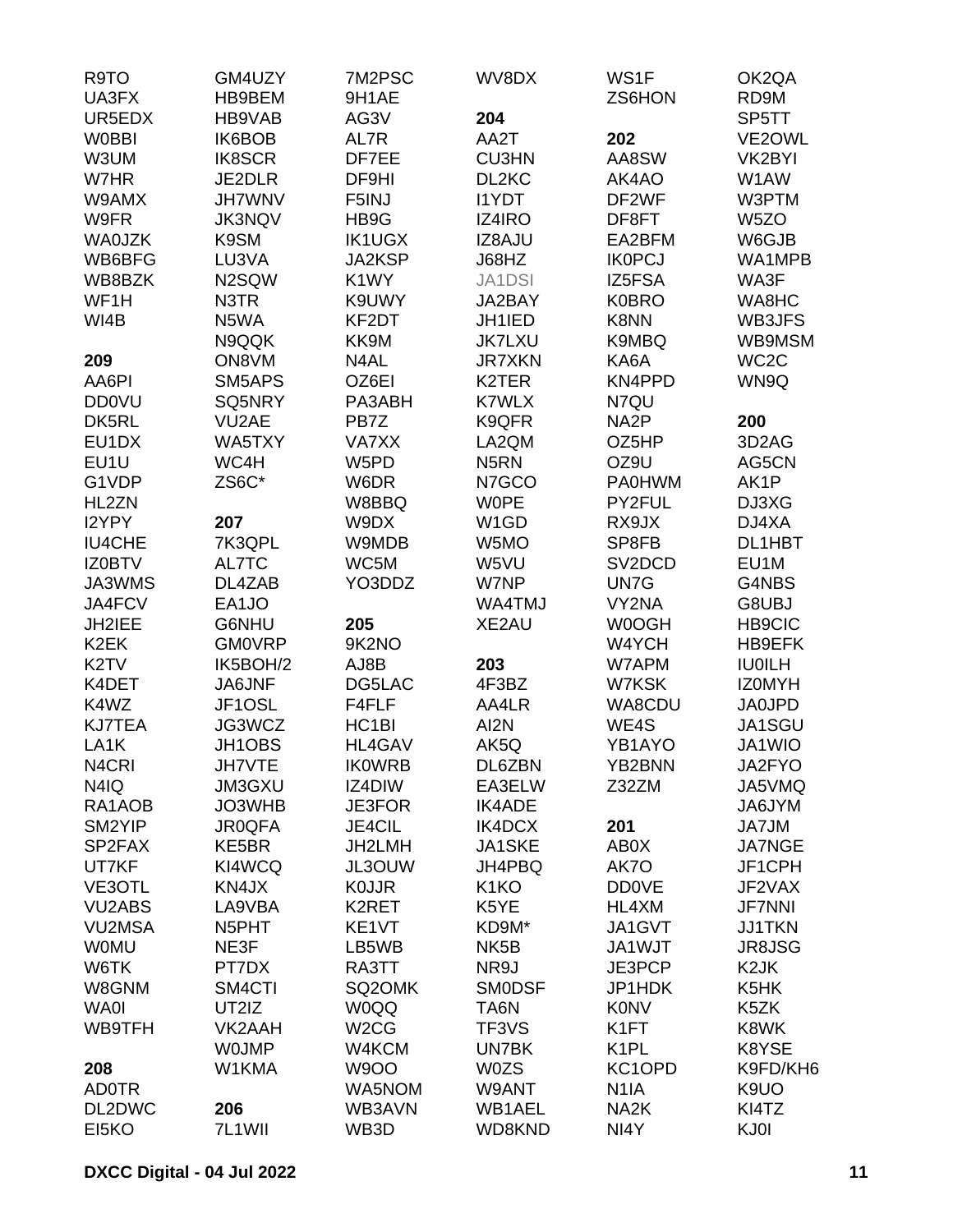R9TO
UA3FX
UR5EDX
W0BBI
W3UM
W7HR
W9AMX
W9FR
WA0JZK
WB6BFG
WB8BZK
WF1H
WI4B

**209**
AA6PI
DD0VU
DK5RL
EU1DX
EU1U
G1VDP
HL2ZN
I2YPY
IU4CHE
IZ0BTV
JA3WMS
JA4FCV
JH2IEE
K2EK
K2TV
K4DET
K4WZ
KJ7TEA
LA1K
N4CRI
N4IQ
RA1AOB
SM2YIP
SP2FAX
UT7KF
VE3OTL
VU2ABS
VU2MSA
W0MU
W6TK
W8GNM
WA0I
WB9TFH

**208**
AD0TR
DL2DWC
EI5KO
GM4UZY
HB9BEM
HB9VAB
IK6BOB
IK8SCR
JE2DLR
JH7WNV
JK3NQV
K9SM
LU3VA
N2SQW
N3TR
N5WA
N9QQK
ON8VM
SM5APS
SQ5NRY
VU2AE
WA5TXY
WC4H
ZS6C*

**207**
7K3QPL
AL7TC
DL4ZAB
EA1JO
G6NHU
GM0VRP
IK5BOH/2
JA6JNF
JF1OSL
JG3WCZ
JH1OBS
JH7VTE
JM3GXU
JO3WHB
JR0QFA
KE5BR
KI4WCQ
KN4JX
LA9VBA
N5PHT
NE3F
PT7DX
SM4CTI
UT2IZ
VK2AAH
W0JMP
W1KMA

**206**
7L1WII
7M2PSC
9H1AE
AG3V
AL7R
DF7EE
DF9HI
F5INJ
HB9G
IK1UGX
JA2KSP
K1WY
K9UWY
KF2DT
KK9M
N4AL
OZ6EI
PA3ABH
PB7Z
VA7XX
W5PD
W6DR
W8BBQ
W9DX
W9MDB
WC5M
YO3DDZ

**205**
9K2NO
AJ8B
DG5LAC
F4FLF
HC1BI
HL4GAV
IK0WRB
IZ4DIW
JE3FOR
JE4CIL
JH2LMH
JL3OUW
K0JJR
K2RET
KE1VT
LB5WB
RA3TT
SQ2OMK
W0QQ
W2CG
W4KCM
W9OO
WA5NOM
WB3AVN
WB3D
WV8DX

**204**
AA2T
CU3HN
DL2KC
I1YDT
IZ4IRO
IZ8AJU
J68HZ
JA1DSI
JA2BAY
JH1IED
JK7LXU
JR7XKN
K2TER
K7WLX
K9QFR
LA2QM
N5RN
N7GCO
W0PE
W1GD
W5MO
W5VU
W7NP
WA4TMJ
XE2AU

**203**
4F3BZ
AA4LR
AI2N
AK5Q
DL6ZBN
EA3ELW
IK4ADE
IK4DCX
JA1SKE
JH4PBQ
K1KO
K5YE
KD9M*
NK5B
NR9J
SM0DSF
TA6N
TF3VS
UN7BK
W0ZS
W9ANT
WB1AEL
WD8KND
WS1F
ZS6HON

**202**
AA8SW
AK4AO
DF2WF
DF8FT
EA2BFM
IK0PCJ
IZ5FSA
K0BRO
K8NN
K9MBQ
KA6A
KN4PPD
N7QU
NA2P
OZ5HP
OZ9U
PA0HWM
PY2FUL
RX9JX
SP8FB
SV2DCD
UN7G
VY2NA
W0OGH
W4YCH
W7APM
W7KSK
WA8CDU
WE4S
YB1AYO
YB2BNN
Z32ZM

**201**
AB0X
AK7O
DD0VE
HL4XM
JA1GVT
JA1WJT
JE3PCP
JP1HDK
K0NV
K1FT
K1PL
KC1OPD
N1IA
NA2K
NI4Y
OK2QA
RD9M
SP5TT
VE2OWL
VK2BYI
W1AW
W3PTM
W5ZO
W6GJB
WA1MPB
WA3F
WA8HC
WB3JFS
WB9MSM
WC2C
WN9Q

**200**
3D2AG
AG5CN
AK1P
DJ3XG
DJ4XA
DL1HBT
EU1M
G4NBS
G8UBJ
HB9CIC
HB9EFK
IU0ILH
IZ0MYH
JA0JPD
JA1SGU
JA1WIO
JA2FYO
JA5VMQ
JA6JYM
JA7JM
JA7NGE
JF1CPH
JF2VAX
JF7NNI
JJ1TKN
JR8JSG
K2JK
K5HK
K5ZK
K8WK
K8YSE
K9FD/KH6
K9UO
KI4TZ
KJ0I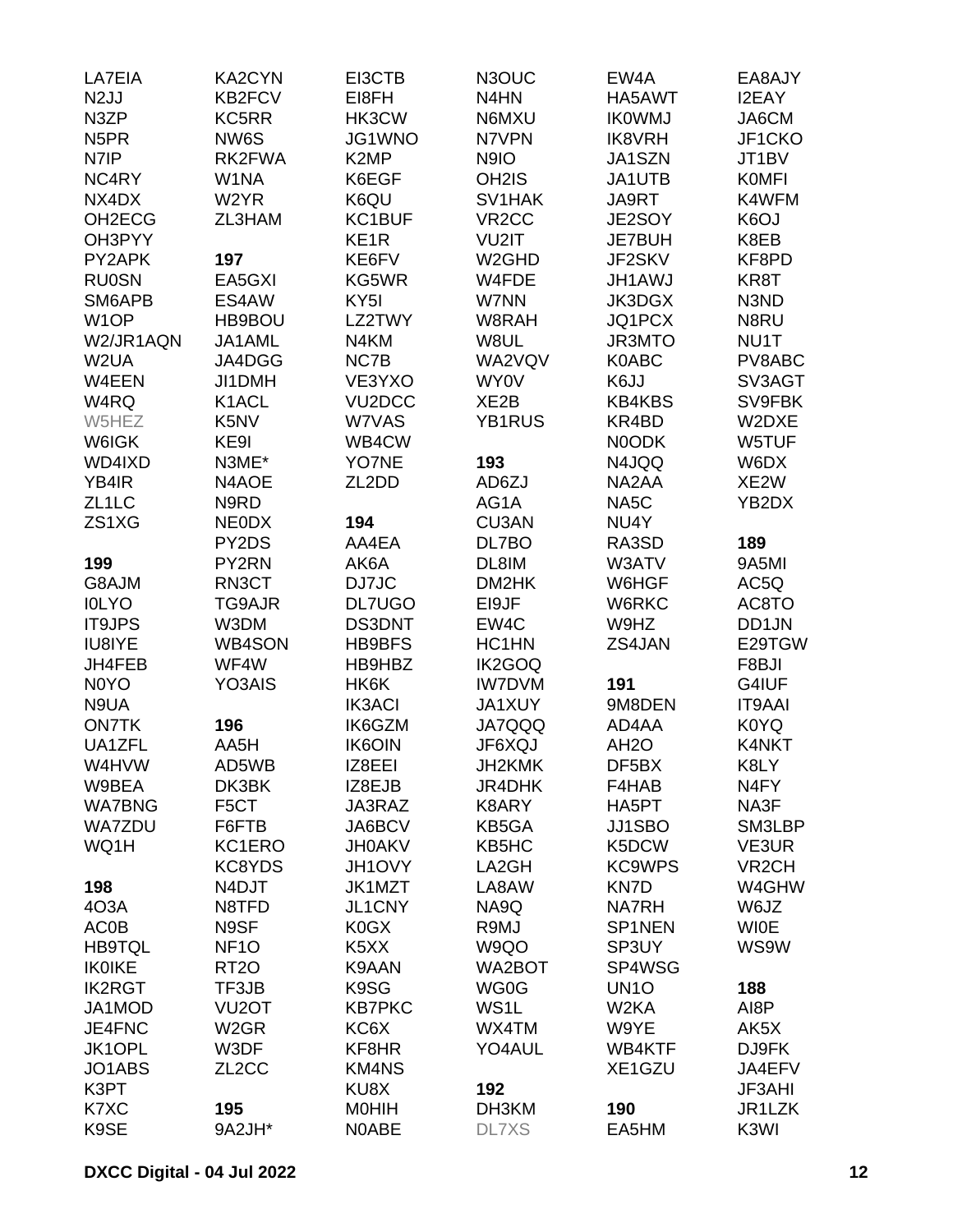LA7EIA
N2JJ
N3ZP
N5PR
N7IP
NC4RY
NX4DX
OH2ECG
OH3PYY
PY2APK
RU0SN
SM6APB
W1OP
W2/JR1AQN
W2UA
W4EEN
W4RQ
W5HEZ
W6IGK
WD4IXD
YB4IR
ZL1LC
ZS1XG

**199**
G8AJM
I0LYO
IT9JPS
IU8IYE
JH4FEB
N0YO
N9UA
ON7TK
UA1ZFL
W4HVW
W9BEA
WA7BNG
WA7ZDU
WQ1H

**198**
4O3A
AC0B
HB9TQL
IK0IKE
IK2RGT
JA1MOD
JE4FNC
JK1OPL
JO1ABS
K3PT
K7XC
K9SE

KA2CYN
KB2FCV
KC5RR
NW6S
RK2FWA
W1NA
W2YR
ZL3HAM

**197**
EA5GXI
ES4AW
HB9BOU
JA1AML
JA4DGG
JI1DMH
K1ACL
K5NV
KE9I
N3ME*
N4AOE
N9RD
NE0DX
PY2DS
PY2RN
RN3CT
TG9AJR
W3DM
WB4SON
WF4W
YO3AIS

**196**
AA5H
AD5WB
DK3BK
F5CT
F6FTB
KC1ERO
KC8YDS
N4DJT
N8TFD
N9SF
NF1O
RT2O
TF3JB
VU2OT
W2GR
W3DF
ZL2CC

**195**
9A2JH*

EI3CTB
EI8FH
HK3CW
JG1WNO
K2MP
K6EGF
K6QU
KC1BUF
KE1R
KE6FV
KG5WR
KY5I
LZ2TWY
N4KM
NC7B
VE3YXO
VU2DCC
W7VAS
WB4CW
YO7NE
ZL2DD

**194**
AA4EA
AK6A
DJ7JC
DL7UGO
DS3DNT
HB9BFS
HB9HBZ
HK6K
IK3ACI
IK6GZM
IK6OIN
IZ8EEI
IZ8EJB
JA3RAZ
JA6BCV
JH0AKV
JH1OVY
JK1MZT
JL1CNY
K0GX
K5XX
K9AAN
K9SG
KB7PKC
KC6X
KF8HR
KM4NS
KU8X
M0HIH
N0ABE

N3OUC
N4HN
N6MXU
N7VPN
N9IO
OH2IS
SV1HAK
VR2CC
VU2IT
W2GHD
W4FDE
W7NN
W8RAH
W8UL
WA2VQV
WY0V
XE2B
YB1RUS

**193**
AD6ZJ
AG1A
CU3AN
DL7BO
DL8IM
DM2HK
EI9JF
EW4C
HC1HN
IK2GOQ
IW7DVM
JA1XUY
JA7QQQ
JF6XQJ
JH2KMK
JR4DHK
K8ARY
KB5GA
KB5HC
LA2GH
LA8AW
NA9Q
R9MJ
W9QO
WA2BOT
WG0G
WS1L
WX4TM
YO4AUL

**192**
DH3KM
DL7XS

EW4A
HA5AWT
IK0WMJ
IK8VRH
JA1SZN
JA1UTB
JA9RT
JE2SOY
JE7BUH
JF2SKV
JH1AWJ
JK3DGX
JQ1PCX
JR3MTO
K0ABC
K6JJ
KB4KBS
KR4BD
N0ODK
N4JQQ
NA2AA
NA5C
NU4Y
RA3SD
W3ATV
W6HGF
W6RKC
W9HZ
ZS4JAN

**191**
9M8DEN
AD4AA
AH2O
DF5BX
F4HAB
HA5PT
JJ1SBO
K5DCW
KC9WPS
KN7D
NA7RH
SP1NEN
SP3UY
SP4WSG
UN1O
W2KA
W9YE
WB4KTF
XE1GZU

**190**
EA5HM

EA8AJY
I2EAY
JA6CM
JF1CKO
JT1BV
K0MFI
K4WFM
K6OJ
K8EB
KF8PD
KR8T
N3ND
N8RU
NU1T
PV8ABC
SV3AGT
SV9FBK
W2DXE
W5TUF
W6DX
XE2W
YB2DX

**189**
9A5MI
AC5Q
AC8TO
DD1JN
E29TGW
F8BJI
G4IUF
IT9AAI
K0YQ
K4NKT
K8LY
N4FY
NA3F
SM3LBP
VE3UR
VR2CH
W4GHW
W6JZ
WI0E
WS9W

**188**
AI8P
AK5X
DJ9FK
JA4EFV
JF3AHI
JR1LZK
K3WI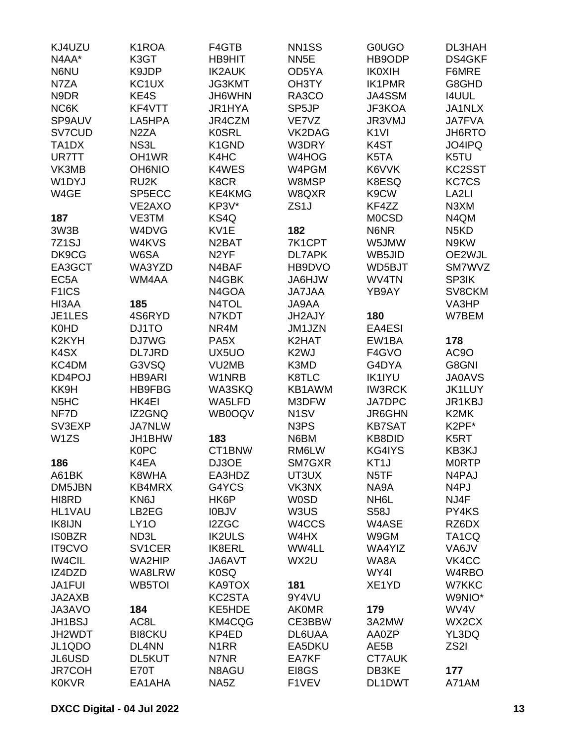KJ4UZU
N4AA*
N6NU
N7ZA
N9DR
NC6K
SP9AUV
SV7CUD
TA1DX
UR7TT
VK3MB
W1DYJ
W4GE

**187**
3W3B
7Z1SJ
DK9CG
EA3GCT
EC5A
F1ICS
HI3AA
JE1LES
K0HD
K2KYH
K4SX
KC4DM
KD4POJ
KK9H
N5HC
NF7D
SV3EXP
W1ZS

**186**
A61BK
DM5JBN
HI8RD
HL1VAU
IK8IJN
IS0BZR
IT9CVO
IW4CIL
IZ4DZD
JA1FUI
JA2AXB
JA3AVO
JH1BSJ
JH2WDT
JL1QDO
JL6USD
JR7COH
K0KVR

K1ROA
K3GT
K9JDP
KC1UX
KE4S
KF4VTT
LA5HPA
N2ZA
NS3L
OH1WR
OH6NIO
RU2K
SP5ECC
VE2AXO
VE3TM
W4DVG
W4KVS
W6SA
WA3YZD
WM4AA

**185**
4S6RYD
DJ1TO
DJ7WG
DL7JRD
G3VSQ
HB9ARI
HB9FBG
HK4EI
IZ2GNQ
JA7NLW
JH1BHW
K0PC
K4EA
K8WHA
KB4MRX
KN6J
LB2EG
LY1O
ND3L
SV1CER
WA2HIP
WA8LRW
WB5TOI

**184**
AC8L
BI8CKU
DL4NN
DL5KUT
E70T
EA1AHA

F4GTB
HB9HIT
IK2AUK
JG3KMT
JH6WHN
JR1HYA
JR4CZM
K0SRL
K1GND
K4HC
K4WES
K8CR
KE4KMG
KP3V*
KS4Q
KV1E
N2BAT
N2YF
N4BAF
N4GBK
N4GOA
N4TOL
N7KDT
NR4M
PA5X
UX5UO
VU2MB
W1NRB
WA3SKQ
WA5LFD
WB0OQV

**183**
CT1BNW
DJ3OE
EA3HDZ
G4YCS
HK6P
I0BJV
I2ZGC
IK2ULS
IK8ERL
JA6AVT
K0SQ
KA9TOX
KC2STA
KE5HDE
KM4CQG
KP4ED
N1RR
N7NR
N8AGU
NA5Z

NN1SS
NN5E
OD5YA
OH3TY
RA3CO
SP5JP
VE7VZ
VK2DAG
W3DRY
W4HOG
W4PGM
W8MSP
W8QXR
ZS1J

**182**
7K1CPT
DL7APK
HB9DVO
JA6HJW
JA7JAA
JA9AA
JH2AJY
JM1JZN
K2HAT
K2WJ
K3MD
K8TLC
KB1AWM
M3DFW
N1SV
N3PS
N6BM
RM6LW
SM7GXR
UT3UX
VK3NX
W0SD
W3US
W4CCS
W4HX
WW4LL
WX2U

**181**
9Y4VU
AK0MR
CE3BBW
DL6UAA
EA5DKU
EA7KF
EI8GS
F1VEV

G0UGO
HB9ODP
IK0XIH
IK1PMR
JA4SSM
JF3KOA
JR3VMJ
K1VI
K4ST
K5TA
K6VVK
K8ESQ
K9CW
KF4ZZ
M0CSD
N6NR
W5JMW
WB5JID
WD5BJT
WV4TN
YB9AY

**180**
EA4ESI
EW1BA
F4GVO
G4DYA
IK1IYU
IW3RCK
JA7DPC
JR6GHN
KB7SAT
KB8DID
KG4IYS
KT1J
N5TF
NA9A
NH6L
S58J
W4ASE
W9GM
WA4YIZ
WA8A
WY4I
XE1YD

**179**
3A2MW
AA0ZP
AE5B
CT7AUK
DB3KE
DL1DWT

DL3HAH
DS4GKF
F6MRE
G8GHD
I4UUL
JA1NLX
JA7FVA
JH6RTO
JO4IPQ
K5TU
KC2SST
KC7CS
LA2LI
N3XM
N4QM
N5KD
N9KW
OE2WJL
SM7WVZ
SP3IK
SV8CKM
VA3HP
W7BEM

**178**
AC9O
G8GNI
JA0AVS
JK1LUY
JR1KBJ
K2MK
K2PF*
K5RT
KB3KJ
M0RTP
N4PAJ
N4PJ
NJ4F
PY4KS
RZ6DX
TA1CQ
VA6JV
VK4CC
W4RBO
W7KKC
W9NIO*
WV4V
WX2CX
YL3DQ
ZS2I

**177**
A71AM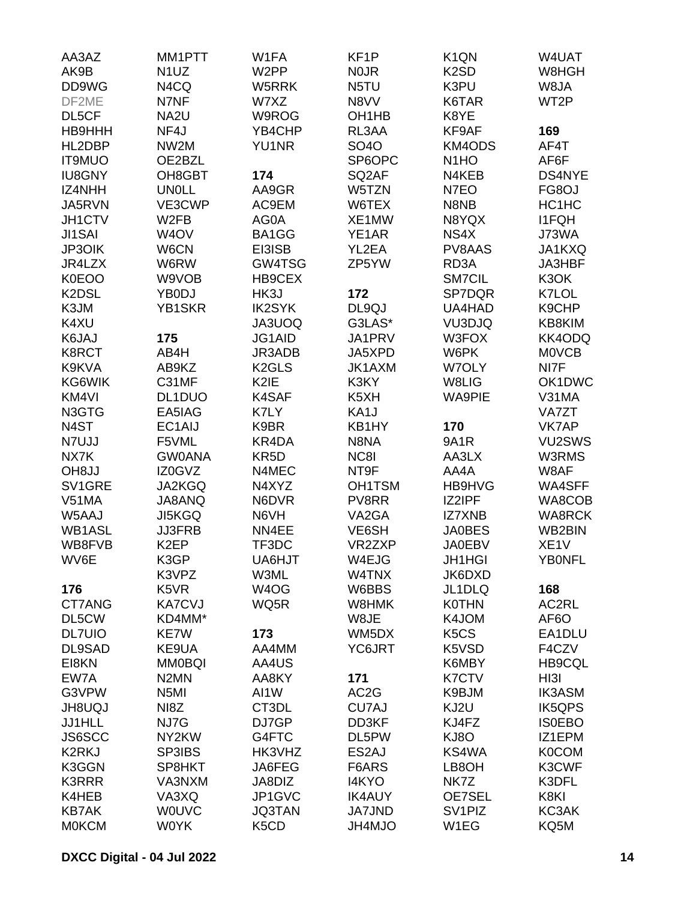AA3AZ
AK9B
DD9WG
DF2ME
DL5CF
HB9HHH
HL2DBP
IT9MUO
IU8GNY
IZ4NHH
JA5RVN
JH1CTV
JI1SAI
JP3OIK
JR4LZX
K0EOO
K2DSL
K3JM
K4XU
K6JAJ
K8RCT
K9KVA
KG6WIK
KM4VI
N3GTG
N4ST
N7UJJ
NX7K
OH8JJ
SV1GRE
V51MA
W5AAJ
WB1ASL
WB8FVB
WV6E

**176**

CT7ANG
DL5CW
DL7UIO
DL9SAD
EI8KN
EW7A
G3VPW
JH8UQJ
JJ1HLL
JS6SCC
K2RKJ
K3GGN
K3RRR
K4HEB
KB7AK
M0KCM
MM1PTT
N1UZ
N4CQ
N7NF
NA2U
NF4J
NW2M
OE2BZL
OH8GBT
UN0LL
VE3CWP
W2FB
W4OV
W6CN
W6RW
W9VOB
YB0DJ
YB1SKR

**175**

AB4H
AB9KZ
C31MF
DL1DUO
EA5IAG
EC1AIJ
F5VML
GW0ANA
IZ0GVZ
JA2KGQ
JA8ANQ
JI5KGQ
JJ3FRB
K2EP
K3GP
K3VPZ
K5VR
KA7CVJ
KD4MM*
KE7W
KE9UA
MM0BQI
N2MN
N5MI
NI8Z
NJ7G
NY2KW
SP3IBS
SP8HKT
VA3NXM
VA3XQ
W0UVC
W0YK
W1FA
W2PP
W5RRK
W7XZ
W9ROG
YB4CHP
YU1NR

**174**

AA9GR
AC9EM
AG0A
BA1GG
EI3ISB
GW4TSG
HB9CEX
HK3J
IK2SYK
JA3UOQ
JG1AID
JR3ADB
K2GLS
K2IE
K4SAF
K7LY
K9BR
KR4DA
KR5D
N4MEC
N4XYZ
N6DVR
N6VH
NN4EE
TF3DC
UA6HJT
W3ML
W4OG
WQ5R

**173**

AA4MM
AA4US
AA8KY
AI1W
CT3DL
DJ7GP
G4FTC
HK3VHZ
JA6FEG
JA8DIZ
JP1GVC
JQ3TAN
K5CD
KF1P
N0JR
N5TU
N8VV
OH1HB
RL3AA
SO4O
SP6OPC
SQ2AF
W5TZN
W6TEX
XE1MW
YE1AR
YL2EA
ZP5YW

**172**

DL9QJ
G3LAS*
JA1PRV
JA5XPD
JK1AXM
K3KY
K5XH
KA1J
KB1HY
N8NA
NC8I
NT9F
OH1TSM
PV8RR
VA2GA
VE6SH
VR2ZXP
W4EJG
W4TNX
W6BBS
W8HMK
W8JE
WM5DX
YC6JRT

**171**

AC2G
CU7AJ
DD3KF
DL5PW
ES2AJ
F6ARS
I4KYO
IK4AUY
JA7JND
JH4MJO
K1QN
K2SD
K3PU
K6TAR
K8YE
KF9AF
KM4ODS
N1HO
N4KEB
N7EO
N8NB
N8YQX
NS4X
PV8AAS
RD3A
SM7CIL
SP7DQR
UA4HAD
VU3DJQ
W3FOX
W6PK
W7OLY
W8LIG
WA9PIE

**170**

9A1R
AA3LX
AA4A
HB9HVG
IZ2IPF
IZ7XNB
JA0BES
JA0EBV
JH1HGI
JK6DXD
JL1DLQ
K0THN
K4JOM
K5CS
K5VSD
K6MBY
K7CTV
K9BJM
KJ2U
KJ4FZ
KJ8O
KS4WA
LB8OH
NK7Z
OE7SEL
SV1PIZ
W1EG
W4UAT
W8HGH
W8JA
WT2P

**169**

AF4T
AF6F
DS4NYE
FG8OJ
HC1HC
I1FQH
J73WA
JA1KXQ
JA3HBF
K3OK
K7LOL
K9CHP
KB8KIM
KK4ODQ
M0VCB
NI7F
OK1DWC
V31MA
VA7ZT
VK7AP
VU2SWS
W3RMS
W8AF
WA4SFF
WA8COB
WA8RCK
WB2BIN
XE1V
YB0NFL

**168**

AC2RL
AF6O
EA1DLU
F4CZV
HB9CQL
HI3I
IK3ASM
IK5QPS
IS0EBO
IZ1EPM
K0COM
K3CWF
K3DFL
K8KI
KC3AK
KQ5M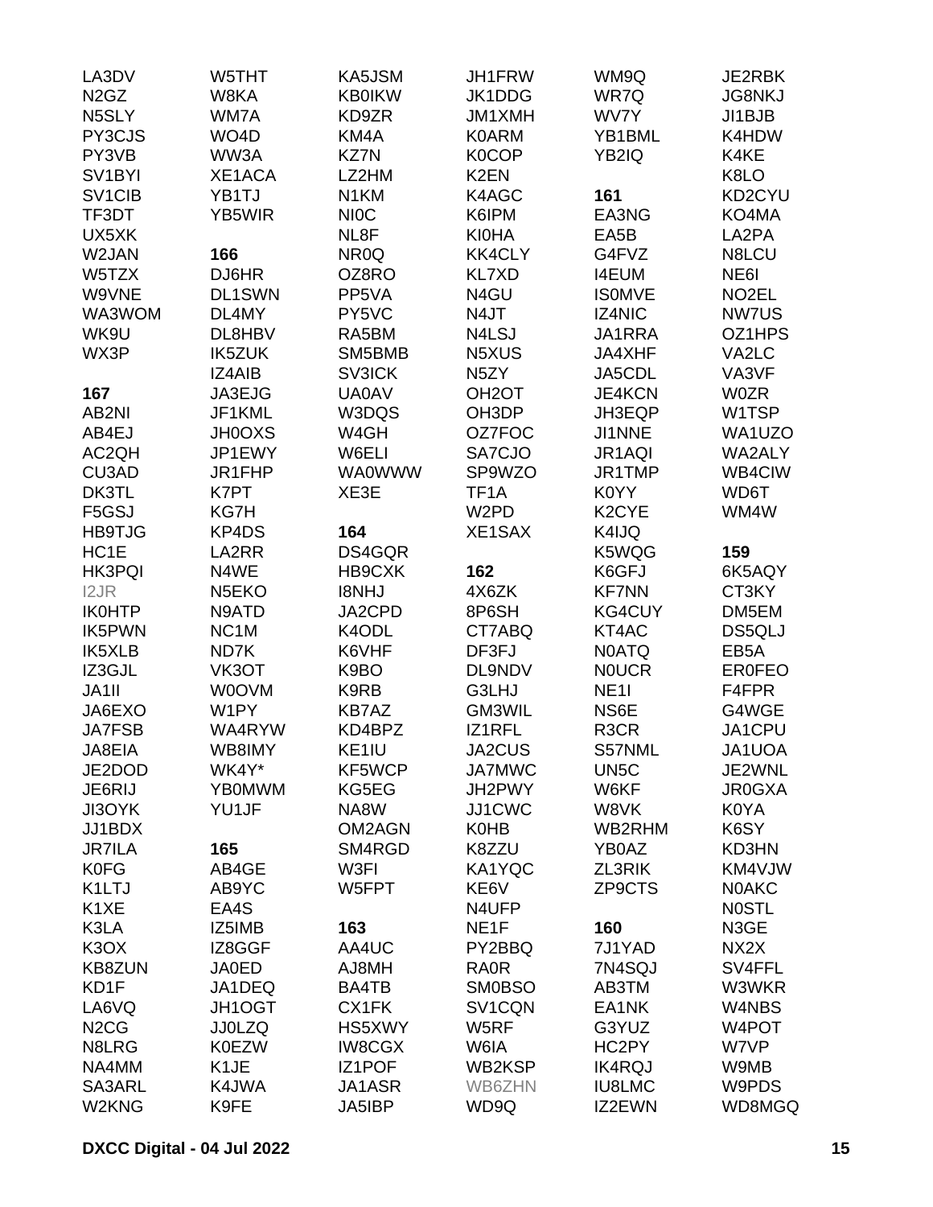LA3DV
N2GZ
N5SLY
PY3CJS
PY3VB
SV1BYI
SV1CIB
TF3DT
UX5XK
W2JAN
W5TZX
W9VNE
WA3WOM
WK9U
WX3P

**167**
AB2NI
AB4EJ
AC2QH
CU3AD
DK3TL
F5GSJ
HB9TJG
HC1E
HK3PQI
I2JR
IK0HTP
IK5PWN
IK5XLB
IZ3GJL
JA1II
JA6EXO
JA7FSB
JA8EIA
JE2DOD
JE6RIJ
JI3OYK
JJ1BDX
JR7ILA
K0FG
K1LTJ
K1XE
K3LA
K3OX
KB8ZUN
KD1F
LA6VQ
N2CG
N8LRG
NA4MM
SA3ARL
W2KNG

W5THT
W8KA
WM7A
WO4D
WW3A
XE1ACA
YB1TJ
YB5WIR

**166**
DJ6HR
DL1SWN
DL4MY
DL8HBV
IK5ZUK
IZ4AIB
JA3EJG
JF1KML
JH0OXS
JP1EWY
JR1FHP
K7PT
KG7H
KP4DS
LA2RR
N4WE
N5EKO
N9ATD
NC1M
ND7K
VK3OT
W0OVM
W1PY
WA4RYW
WB8IMY
WK4Y*
YB0MWM
YU1JF

**165**
AB4GE
AB9YC
EA4S
IZ5IMB
IZ8GGF
JA0ED
JA1DEQ
JH1OGT
JJ0LZQ
K0EZW
K1JE
K4JWA
K9FE

KA5JSM
KB0IKW
KD9ZR
KM4A
KZ7N
LZ2HM
N1KM
NI0C
NL8F
NR0Q
OZ8RO
PP5VA
PY5VC
RA5BM
SM5BMB
SV3ICK
UA0AV
W3DQS
W4GH
W6ELI
WA0WWW
XE3E

**164**
DS4GQR
HB9CXK
I8NHJ
JA2CPD
K4ODL
K6VHF
K9BO
K9RB
KB7AZ
KD4BPZ
KE1IU
KF5WCP
KG5EG
NA8W
OM2AGN
SM4RGD
W3FI
W5FPT

**163**
AA4UC
AJ8MH
BA4TB
CX1FK
HS5XWY
IW8CGX
IZ1POF
JA1ASR
JA5IBP

JH1FRW
JK1DDG
JM1XMH
K0ARM
K0COP
K2EN
K4AGC
K6IPM
KI0HA
KK4CLY
KL7XD
N4GU
N4JT
N4LSJ
N5XUS
N5ZY
OH2OT
OH3DP
OZ7FOC
SA7CJO
SP9WZO
TF1A
W2PD
XE1SAX

**162**
4X6ZK
8P6SH
CT7ABQ
DF3FJ
DL9NDV
G3LHJ
GM3WIL
IZ1RFL
JA2CUS
JA7MWC
JH2PWY
JJ1CWC
K0HB
K8ZZU
KA1YQC
KE6V
N4UFP
NE1F
PY2BBQ
RA0R
SM0BSO
SV1CQN
W5RF
W6IA
WB2KSP
WB6ZHN
WD9Q

WM9Q
WR7Q
WV7Y
YB1BML
YB2IQ

**161**
EA3NG
EA5B
G4FVZ
I4EUM
IS0MVE
IZ4NIC
JA1RRA
JA4XHF
JA5CDL
JE4KCN
JH3EQP
JI1NNE
JR1AQI
JR1TMP
K0YY
K2CYE
K4IJQ
K5WQG
K6GFJ
KF7NN
KG4CUY
KT4AC
N0ATQ
N0UCR
NE1I
NS6E
R3CR
S57NML
UN5C
W6KF
W8VK
WB2RHM
YB0AZ
ZL3RIK
ZP9CTS

**160**
7J1YAD
7N4SQJ
AB3TM
EA1NK
G3YUZ
HC2PY
IK4RQJ
IU8LMC
IZ2EWN

JE2RBK
JG8NKJ
JI1BJB
K4HDW
K4KE
K8LO
KD2CYU
KO4MA
LA2PA
N8LCU
NE6I
NO2EL
NW7US
OZ1HPS
VA2LC
VA3VF
W0ZR
W1TSP
WA1UZO
WA2ALY
WB4CIW
WD6T
WM4W

**159**
6K5AQY
CT3KY
DM5EM
DS5QLJ
EB5A
ER0FEO
F4FPR
G4WGE
JA1CPU
JA1UOA
JE2WNL
JR0GXA
K0YA
K6SY
KD3HN
KM4VJW
N0AKC
N0STL
N3GE
NX2X
SV4FFL
W3WKR
W4NBS
W4POT
W7VP
W9MB
W9PDS
WD8MGQ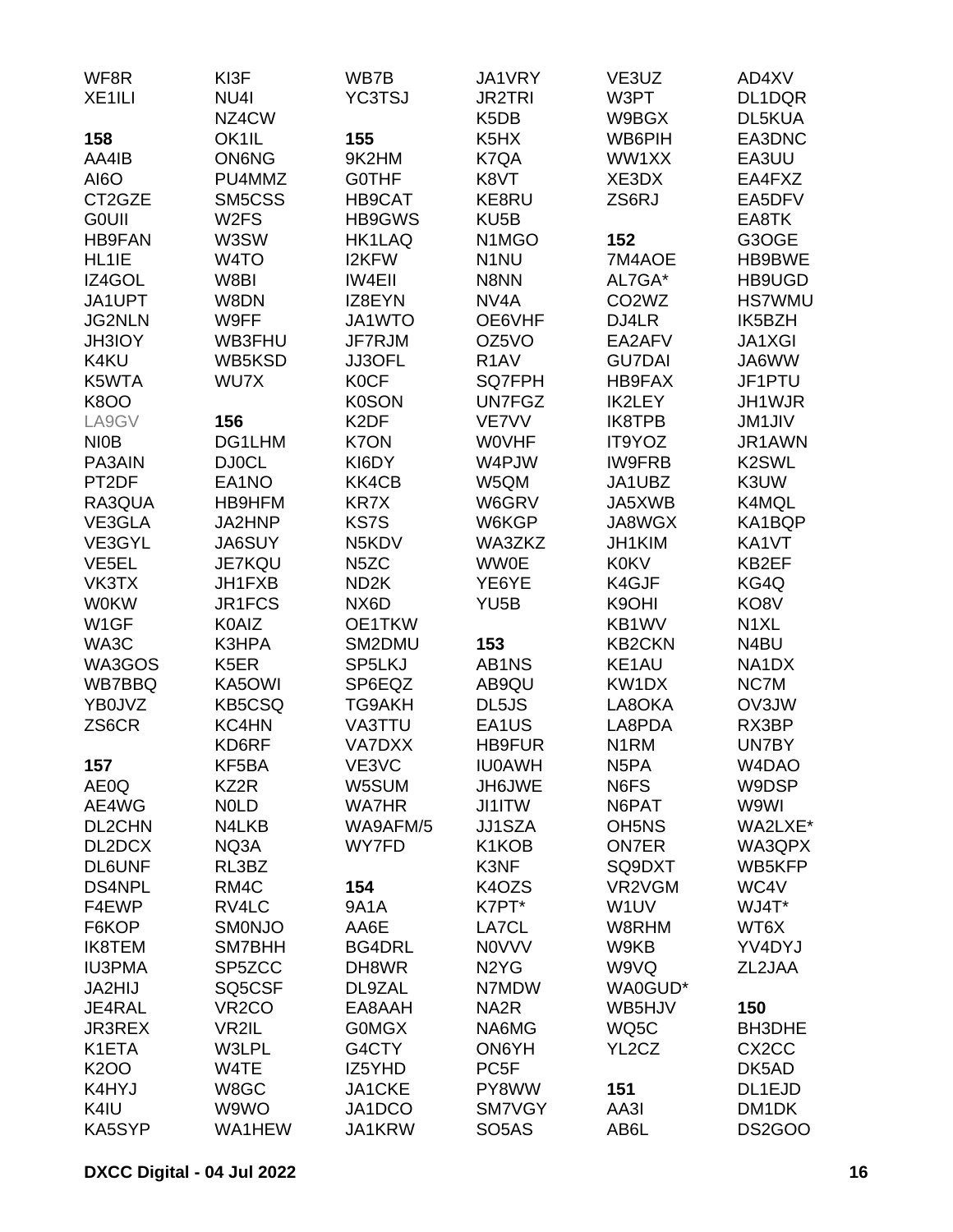WF8R
XE1ILI

**158**
AA4IB
AI6O
CT2GZE
G0UII
HB9FAN
HL1IE
IZ4GOL
JA1UPT
JG2NLN
JH3IOY
K4KU
K5WTA
K8OO
LA9GV
NI0B
PA3AIN
PT2DF
RA3QUA
VE3GLA
VE3GYL
VE5EL
VK3TX
W0KW
W1GF
WA3C
WA3GOS
WB7BBQ
YB0JVZ
ZS6CR

**157**
AE0Q
AE4WG
DL2CHN
DL2DCX
DL6UNF
DS4NPL
F4EWP
F6KOP
IK8TEM
IU3PMA
JA2HIJ
JE4RAL
JR3REX
K1ETA
K2OO
K4HYJ
K4IU
KA5SYP
KI3F
NU4I
NZ4CW
OK1IL
ON6NG
PU4MMZ
SM5CSS
W2FS
W3SW
W4TO
W8BI
W8DN
W9FF
WB3FHU
WB5KSD
WU7X

**156**
DG1LHM
DJ0CL
EA1NO
HB9HFM
JA2HNP
JA6SUY
JE7KQU
JH1FXB
JR1FCS
K0AIZ
K3HPA
K5ER
KA5OWI
KB5CSQ
KC4HN
KD6RF
KF5BA
KZ2R
N0LD
N4LKB
NQ3A
RL3BZ
RM4C
RV4LC
SM0NJO
SM7BHH
SP5ZCC
SQ5CSF
VR2CO
VR2IL
W3LPL
W4TE
W8GC
W9WO
WA1HEW
WB7B
YC3TSJ

**155**
9K2HM
G0THF
HB9CAT
HB9GWS
HK1LAQ
I2KFW
IW4EII
IZ8EYN
JA1WTO
JF7RJM
JJ3OFL
K0CF
K0SON
K2DF
K7ON
KI6DY
KK4CB
KR7X
KS7S
N5KDV
N5ZC
ND2K
NX6D
OE1TKW
SM2DMU
SP5LKJ
SP6EQZ
TG9AKH
VA3TTU
VA7DXX
VE3VC
W5SUM
WA7HR
WA9AFM/5
WY7FD

**154**
9A1A
AA6E
BG4DRL
DH8WR
DL9ZAL
EA8AAH
G0MGX
G4CTY
IZ5YHD
JA1CKE
JA1DCO
JA1KRW
JA1VRY
JR2TRI
K5DB
K5HX
K7QA
K8VT
KE8RU
KU5B
N1MGO
N1NU
N8NN
NV4A
OE6VHF
OZ5VO
R1AV
SQ7FPH
UN7FGZ
VE7VV
W0VHF
W4PJW
W5QM
W6GRV
W6KGP
WA3ZKZ
WW0E
YE6YE
YU5B

**153**
AB1NS
AB9QU
DL5JS
EA1US
HB9FUR
IU0AWH
JH6JWE
JI1ITW
JJ1SZA
K1KOB
K3NF
K4OZS
K7PT*
LA7CL
N0VVV
N2YG
N7MDW
NA2R
NA6MG
ON6YH
PC5F
PY8WW
SM7VGY
SO5AS
VE3UZ
W3PT
W9BGX
WB6PIH
WW1XX
XE3DX
ZS6RJ

**152**
7M4AOE
AL7GA*
CO2WZ
DJ4LR
EA2AFV
GU7DAI
HB9FAX
IK2LEY
IK8TPB
IT9YOZ
IW9FRB
JA1UBZ
JA5XWB
JA8WGX
JH1KIM
K0KV
K4GJF
K9OHI
KB1WV
KB2CKN
KE1AU
KW1DX
LA8OKA
LA8PDA
N1RM
N5PA
N6FS
N6PAT
OH5NS
ON7ER
SQ9DXT
VR2VGM
W1UV
W8RHM
W9KB
W9VQ
WA0GUD*
WB5HJV
WQ5C
YL2CZ

**151**
AA3I
AB6L
AD4XV
DL1DQR
DL5KUA
EA3DNC
EA3UU
EA4FXZ
EA5DFV
EA8TK
G3OGE
HB9BWE
HB9UGD
HS7WMU
IK5BZH
JA1XGI
JA6WW
JF1PTU
JH1WJR
JM1JIV
JR1AWN
K2SWL
K3UW
K4MQL
KA1BQP
KA1VT
KB2EF
KG4Q
KO8V
N1XL
N4BU
NA1DX
NC7M
OV3JW
RX3BP
UN7BY
W4DAO
W9DSP
W9WI
WA2LXE*
WA3QPX
WB5KFP
WC4V
WJ4T*
WT6X
YV4DYJ
ZL2JAA

**150**
BH3DHE
CX2CC
DK5AD
DL1EJD
DM1DK
DS2GOO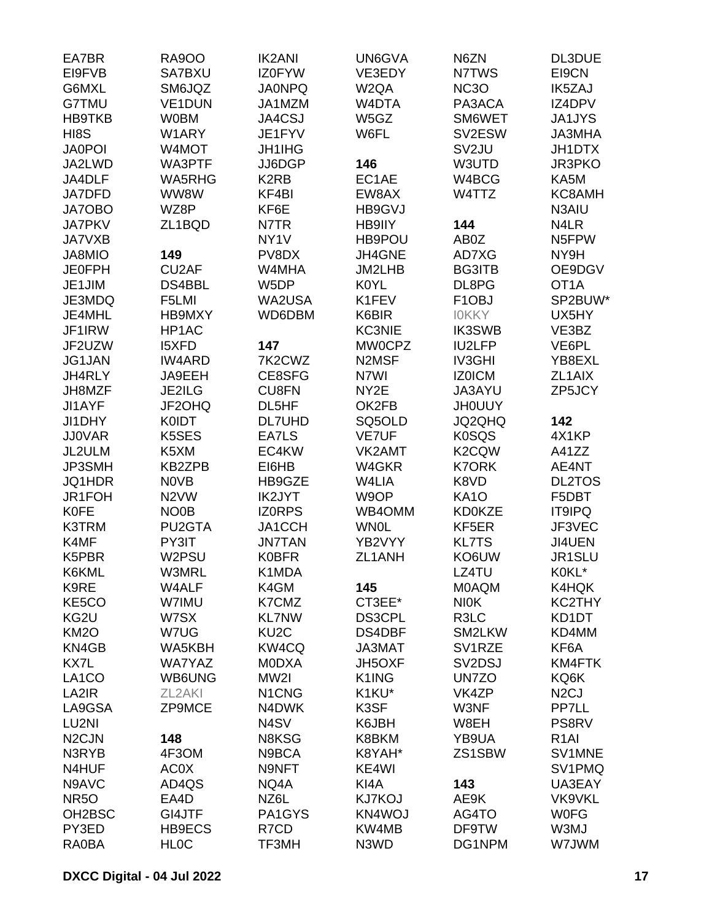EA7BR
EI9FVB
G6MXL
G7TMU
HB9TKB
HI8S
JA0POI
JA2LWD
JA4DLF
JA7DFD
JA7OBO
JA7PKV
JA7VXB
JA8MIO
JE0FPH
JE1JIM
JE3MDQ
JE4MHL
JF1IRW
JF2UZW
JG1JAN
JH4RLY
JH8MZF
JI1AYF
JI1DHY
JJ0VAR
JL2ULM
JP3SMH
JQ1HDR
JR1FOH
K0FE
K3TRM
K4MF
K5PBR
K6KML
K9RE
KE5CO
KG2U
KM2O
KN4GB
KX7L
LA1CO
LA2IR
LA9GSA
LU2NI
N2CJN
N3RYB
N4HUF
N9AVC
NR5O
OH2BSC
PY3ED
RA0BA
RA9OO
SA7BXU
SM6JQZ
VE1DUN
W0BM
W1ARY
W4MOT
WA3PTF
WA5RHG
WW8W
WZ8P
ZL1BQD

**149**
CU2AF
DS4BBL
F5LMI
HB9MXY
HP1AC
I5XFD
IW4ARD
JA9EEH
JE2ILG
JF2OHQ
K0IDT
K5SES
K5XM
KB2ZPB
N0VB
N2VW
NO0B
PU2GTA
PY3IT
W2PSU
W3MRL
W4ALF
W7IMU
W7SX
W7UG
WA5KBH
WA7YAZ
WB6UNG
ZL2AKI
ZP9MCE

**148**
4F3OM
AC0X
AD4QS
EA4D
GI4JTF
HB9ECS
HL0C
IK2ANI
IZ0FYW
JA0NPQ
JA1MZM
JA4CSJ
JE1FYV
JH1IHG
JJ6DGP
K2RB
KF4BI
KF6E
N7TR
NY1V
PV8DX
W4MHA
W5DP
WA2USA
WD6DBM

**147**
7K2CWZ
CE8SFG
CU8FN
DL5HF
DL7UHD
EA7LS
EC4KW
EI6HB
HB9GZE
IK2JYT
IZ0RPS
JA1CCH
JN7TAN
K0BFR
K1MDA
K4GM
K7CMZ
KL7NW
KU2C
KW4CQ
M0DXA
MW2I
N1CNG
N4DWK
N4SV
N8KSG
N9BCA
N9NFT
NQ4A
NZ6L
PA1GYS
R7CD
TF3MH
UN6GVA
VE3EDY
W2QA
W4DTA
W5GZ
W6FL

**146**
EC1AE
EW8AX
HB9GVJ
HB9IIY
HB9POU
JH4GNE
JM2LHB
K0YL
K1FEV
K6BIR
KC3NIE
MW0CPZ
N2MSF
N7WI
NY2E
OK2FB
SQ5OLD
VE7UF
VK2AMT
W4GKR
W4LIA
W9OP
WB4OMM
WN0L
YB2VYY
ZL1ANH

**145**
CT3EE*
DS3CPL
DS4DBF
JA3MAT
JH5OXF
K1ING
K1KU*
K3SF
K6JBH
K8BKM
K8YAH*
KE4WI
KI4A
KJ7KOJ
KN4WOJ
KW4MB
N3WD
N6ZN
N7TWS
NC3O
PA3ACA
SM6WET
SV2ESW
SV2JU
W3UTD
W4BCG
W4TTZ

**144**
AB0Z
AD7XG
BG3ITB
DL8PG
F1OBJ
I0KKY
IK3SWB
IU2LFP
IV3GHI
IZ0ICM
JA3AYU
JH0UUY
JQ2QHQ
K0SQS
K2CQW
K7ORK
K8VD
KA1O
KD0KZE
KF5ER
KL7TS
KO6UW
LZ4TU
M0AQM
NI0K
R3LC
SM2LKW
SV1RZE
SV2DSJ
UN7ZO
VK4ZP
W3NF
W8EH
YB9UA
ZS1SBW

**143**
AE9K
AG4TO
DF9TW
DG1NPM
DL3DUE
EI9CN
IK5ZAJ
IZ4DPV
JA1JYS
JA3MHA
JH1DTX
JR3PKO
KA5M
KC8AMH
N3AIU
N4LR
N5FPW
NY9H
OE9DGV
OT1A
SP2BUW*
UX5HY
VE3BZ
VE6PL
YB8EXL
ZL1AIX
ZP5JCY

**142**
4X1KP
A41ZZ
AE4NT
DL2TOS
F5DBT
IT9IPQ
JF3VEC
JI4UEN
JR1SLU
K0KL*
K4HQK
KC2THY
KD1DT
KD4MM
KF6A
KM4FTK
KQ6K
N2CJ
PP7LL
PS8RV
R1AI
SV1MNE
SV1PMQ
UA3EAY
VK9VKL
W0FG
W3MJ
W7JWM

**DXCC Digital - 04 Jul 2022**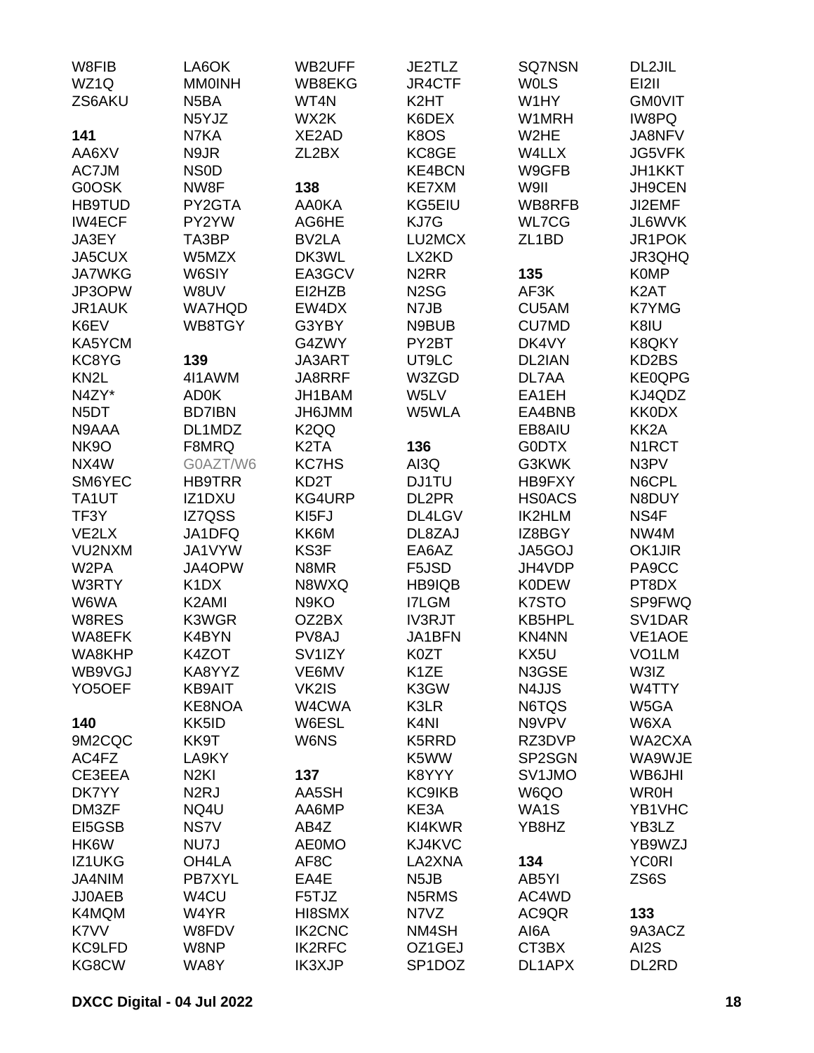W8FIB
WZ1Q
ZS6AKU

**141**
AA6XV
AC7JM
G0OSK
HB9TUD
IW4ECF
JA3EY
JA5CUX
JA7WKG
JP3OPW
JR1AUK
K6EV
KA5YCM
KC8YG
KN2L
N4ZY*
N5DT
N9AAA
NK9O
NX4W
SM6YEC
TA1UT
TF3Y
VE2LX
VU2NXM
W2PA
W3RTY
W6WA
W8RES
WA8EFK
WA8KHP
WB9VGJ
YO5OEF

**140**
9M2CQC
AC4FZ
CE3EEA
DK7YY
DM3ZF
EI5GSB
HK6W
IZ1UKG
JA4NIM
JJ0AEB
K4MQM
K7VV
KC9LFD
KG8CW
LA6OK
MM0INH
N5BA
N5YJZ
N7KA
N9JR
NS0D
NW8F
PY2GTA
PY2YW
TA3BP
W5MZX
W6SIY
W8UV
WA7HQD
WB8TGY

**139**
4I1AWM
AD0K
BD7IBN
DL1MDZ
F8MRQ
G0AZT/W6
HB9TRR
IZ1DXU
IZ7QSS
JA1DFQ
JA1VYW
JA4OPW
K1DX
K2AMI
K3WGR
K4BYN
K4ZOT
KA8YYZ
KB9AIT
KE8NOA
KK5ID
KK9T
LA9KY
N2KI
N2RJ
NQ4U
NS7V
NU7J
OH4LA
PB7XYL
W4CU
W4YR
W8FDV
W8NP
WA8Y
WB2UFF
WB8EKG
WT4N
WX2K
XE2AD
ZL2BX

**138**
AA0KA
AG6HE
BV2LA
DK3WL
EA3GCV
EI2HZB
EW4DX
G3YBY
G4ZWY
JA3ART
JA8RRF
JH1BAM
JH6JMM
K2QQ
K2TA
KC7HS
KD2T
KG4URP
KI5FJ
KK6M
KS3F
N8MR
N8WXQ
N9KO
OZ2BX
PV8AJ
SV1IZY
VE6MV
VK2IS
W4CWA
W6ESL
W6NS

**137**
AA5SH
AA6MP
AB4Z
AE0MO
AF8C
EA4E
F5TJZ
HI8SMX
IK2CNC
IK2RFC
IK3XJP
JE2TLZ
JR4CTF
K2HT
K6DEX
K8OS
KC8GE
KE4BCN
KE7XM
KG5EIU
KJ7G
LU2MCX
LX2KD
N2RR
N2SG
N7JB
N9BUB
PY2BT
UT9LC
W3ZGD
W5LV
W5WLA

**136**
AI3Q
DJ1TU
DL2PR
DL4LGV
DL8ZAJ
EA6AZ
F5JSD
HB9IQB
I7LGM
IV3RJT
JA1BFN
K0ZT
K1ZE
K3GW
K3LR
K4NI
K5RRD
K5WW
K8YYY
KC9IKB
KE3A
KI4KWR
KJ4KVC
LA2XNA
N5JB
N5RMS
N7VZ
NM4SH
OZ1GEJ
SP1DOZ
SQ7NSN
W0LS
W1HY
W1MRH
W2HE
W4LLX
W9GFB
W9II
WB8RFB
WL7CG
ZL1BD

**135**
AF3K
CU5AM
CU7MD
DK4VY
DL2IAN
DL7AA
EA1EH
EA4BNB
EB8AIU
G0DTX
G3KWK
HB9FXY
HS0ACS
IK2HLM
IZ8BGY
JA5GOJ
JH4VDP
K0DEW
K7STO
KB5HPL
KN4NN
KX5U
N3GSE
N4JJS
N6TQS
N9VPV
RZ3DVP
SP2SGN
SV1JMO
W6QO
WA1S
YB8HZ

**134**
AB5YI
AC4WD
AC9QR
AI6A
CT3BX
DL1APX
DL2JIL
EI2II
GM0VIT
IW8PQ
JA8NFV
JG5VFK
JH1KKT
JH9CEN
JI2EMF
JL6WVK
JR1POK
JR3QHQ
K0MP
K2AT
K7YMG
K8IU
K8QKY
KD2BS
KE0QPG
KJ4QDZ
KK0DX
KK2A
N1RCT
N3PV
N6CPL
N8DUY
NS4F
NW4M
OK1JIR
PA9CC
PT8DX
SP9FWQ
SV1DAR
VE1AOE
VO1LM
W3IZ
W4TTY
W5GA
W6XA
WA2CXA
WA9WJE
WB6JHI
WR0H
YB1VHC
YB3LZ
YB9WZJ
YC0RI
ZS6S

**133**
9A3ACZ
AI2S
DL2RD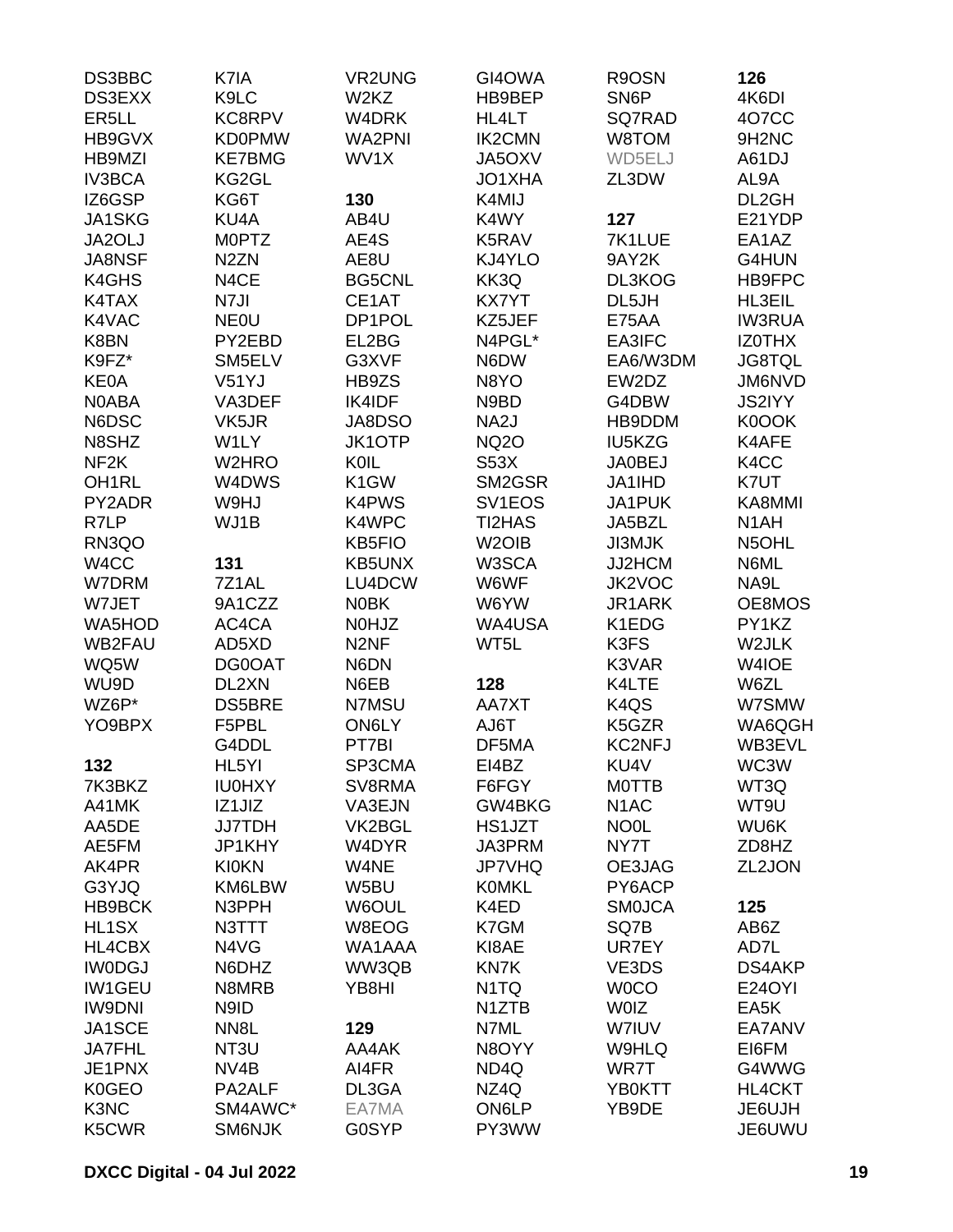DS3BBC
DS3EXX
ER5LL
HB9GVX
HB9MZI
IV3BCA
IZ6GSP
JA1SKG
JA2OLJ
JA8NSF
K4GHS
K4TAX
K4VAC
K8BN
K9FZ*
KE0A
N0ABA
N6DSC
N8SHZ
NF2K
OH1RL
PY2ADR
R7LP
RN3QO
W4CC
W7DRM
W7JET
WA5HOD
WB2FAU
WQ5W
WU9D
WZ6P*
YO9BPX

**132**

7K3BKZ
A41MK
AA5DE
AE5FM
AK4PR
G3YJQ
HB9BCK
HL1SX
HL4CBX
IW0DGJ
IW1GEU
IW9DNI
JA1SCE
JA7FHL
JE1PNX
K0GEO
K3NC
K5CWR

K7IA
K9LC
KC8RPV
KD0PMW
KE7BMG
KG2GL
KG6T
KU4A
M0PTZ
N2ZN
N4CE
N7JI
NE0U
PY2EBD
SM5ELV
V51YJ
VA3DEF
VK5JR
W1LY
W2HRO
W4DWS
W9HJ
WJ1B

**131**

7Z1AL
9A1CZZ
AC4CA
AD5XD
DG0OAT
DL2XN
DS5BRE
F5PBL
G4DDL
HL5YI
IU0HXY
IZ1JIZ
JJ7TDH
JP1KHY
KI0KN
KM6LBW
N3PPH
N3TTT
N4VG
N6DHZ
N8MRB
N9ID
NN8L
NT3U
NV4B
PA2ALF
SM4AWC*
SM6NJK

VR2UNG
W2KZ
W4DRK
WA2PNI
WV1X

**130**

AB4U
AE4S
AE8U
BG5CNL
CE1AT
DP1POL
EL2BG
G3XVF
HB9ZS
IK4IDF
JA8DSO
JK1OTP
K0IL
K1GW
K4PWS
K4WPC
KB5FIO
KB5UNX
LU4DCW
N0BK
N0HJZ
N2NF
N6DN
N6EB
N7MSU
ON6LY
PT7BI
SP3CMA
SV8RMA
VA3EJN
VK2BGL
W4DYR
W4NE
W5BU
W6OUL
W8EOG
WA1AAA
WW3QB
YB8HI

**129**

AA4AK
AI4FR
DL3GA
EA7MA
G0SYP

GI4OWA
HB9BEP
HL4LT
IK2CMN
JA5OXV
JO1XHA
K4MIJ
K4WY
K5RAV
KJ4YLO
KK3Q
KX7YT
KZ5JEF
N4PGL*
N6DW
N8YO
N9BD
NA2J
NQ2O
S53X
SM2GSR
SV1EOS
TI2HAS
W2OIB
W3SCA
W6WF
W6YW
WA4USA
WT5L

**128**

AA7XT
AJ6T
DF5MA
EI4BZ
F6FGY
GW4BKG
HS1JZT
JA3PRM
JP7VHQ
K0MKL
K4ED
K7GM
KI8AE
KN7K
N1TQ
N1ZTB
N7ML
N8OYY
ND4Q
NZ4Q
ON6LP
PY3WW

R9OSN
SN6P
SQ7RAD
W8TOM
WD5ELJ
ZL3DW

**127**

7K1LUE
9AY2K
DL3KOG
DL5JH
E75AA
EA3IFC
EA6/W3DM
EW2DZ
G4DBW
HB9DDM
IU5KZG
JA0BEJ
JA1IHD
JA1PUK
JA5BZL
JI3MJK
JJ2HCM
JK2VOC
JR1ARK
K1EDG
K3FS
K3VAR
K4LTE
K4QS
K5GZR
KC2NFJ
KU4V
M0TTB
N1AC
NO0L
NY7T
OE3JAG
PY6ACP
SM0JCA
SQ7B
UR7EY
VE3DS
W0CO
W0IZ
W7IUV
W9HLQ
WR7T
YB0KTT
YB9DE

**126**

4K6DI
4O7CC
9H2NC
A61DJ
AL9A
DL2GH
E21YDP
EA1AZ
G4HUN
HB9FPC
HL3EIL
IW3RUA
IZ0THX
JG8TQL
JM6NVD
JS2IYY
K0OOK
K4AFE
K4CC
K7UT
KA8MMI
N1AH
N5OHL
N6ML
NA9L
OE8MOS
PY1KZ
W2JLK
W4IOE
W6ZL
W7SMW
WA6QGH
WB3EVL
WC3W
WT3Q
WT9U
WU6K
ZD8HZ
ZL2JON

**125**

AB6Z
AD7L
DS4AKP
E24OYI
EA5K
EA7ANV
EI6FM
G4WWG
HL4CKT
JE6UJH
JE6UWU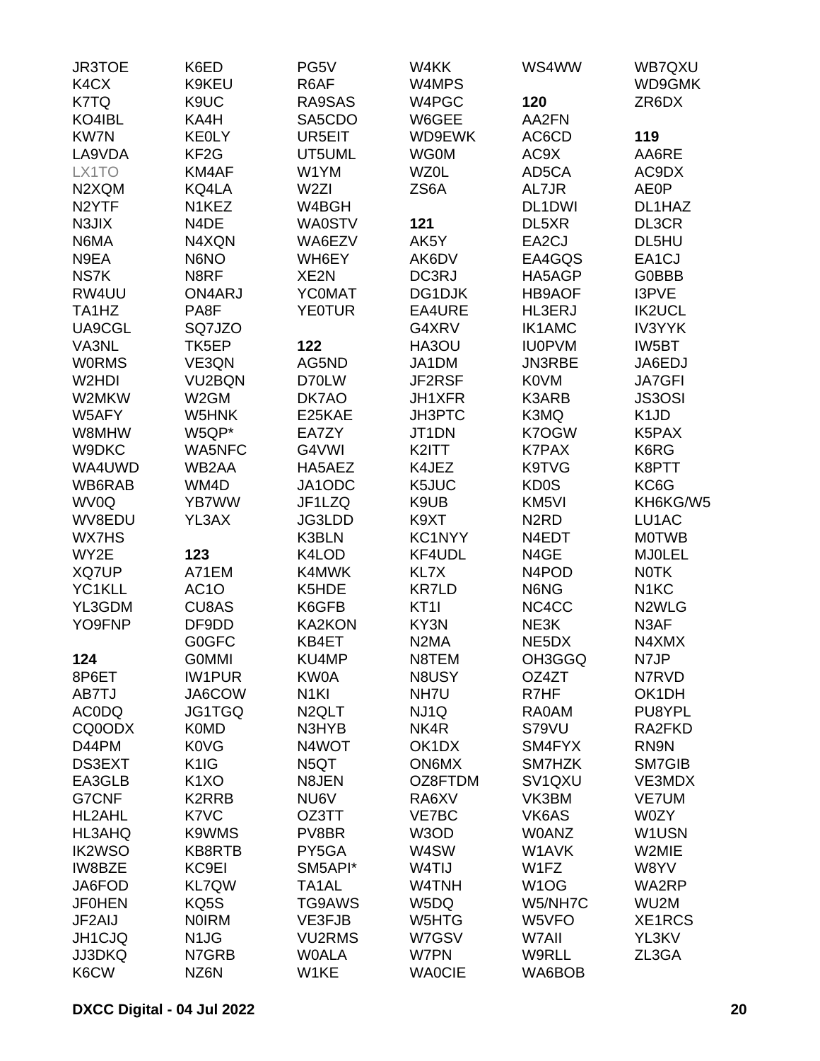JR3TOE
K4CX
K7TQ
KO4IBL
KW7N
LA9VDA
LX1TO
N2XQM
N2YTF
N3JIX
N6MA
N9EA
NS7K
RW4UU
TA1HZ
UA9CGL
VA3NL
W0RMS
W2HDI
W2MKW
W5AFY
W8MHW
W9DKC
WA4UWD
WB6RAB
WV0Q
WV8EDU
WX7HS
WY2E
XQ7UP
YC1KLL
YL3GDM
YO9FNP

**124**

8P6ET
AB7TJ
AC0DQ
CQ0ODX
D44PM
DS3EXT
EA3GLB
G7CNF
HL2AHL
HL3AHQ
IK2WSO
IW8BZE
JA6FOD
JF0HEN
JF2AIJ
JH1CJQ
JJ3DKQ
K6CW
K6ED
K9KEU
K9UC
KA4H
KE0LY
KF2G
KM4AF
KQ4LA
N1KEZ
N4DE
N4XQN
N6NO
N8RF
ON4ARJ
PA8F
SQ7JZO
TK5EP
VE3QN
VU2BQN
W2GM
W5HNK
W5QP*
WA5NFC
WB2AA
WM4D
YB7WW
YL3AX

**123**

A71EM
AC1O
CU8AS
DF9DD
G0GFC
G0MMI
IW1PUR
JA6COW
JG1TGQ
K0MD
K0VG
K1IG
K1XO
K2RRB
K7VC
K9WMS
KB8RTB
KC9EI
KL7QW
KQ5S
N0IRM
N1JG
N7GRB
NZ6N
PG5V
R6AF
RA9SAS
SA5CDO
UR5EIT
UT5UML
W1YM
W2ZI
W4BGH
WA0STV
WA6EZV
WH6EY
XE2N
YC0MAT
YE0TUR

**122**

AG5ND
D70LW
DK7AO
E25KAE
EA7ZY
G4VWI
HA5AEZ
JA1ODC
JF1LZQ
JG3LDD
K3BLN
K4LOD
K4MWK
K5HDE
K6GFB
KA2KON
KB4ET
KU4MP
KW0A
N1KI
N2QLT
N3HYB
N4WOT
N5QT
N8JEN
NU6V
OZ3TT
PV8BR
PY5GA
SM5API*
TA1AL
TG9AWS
VE3FJB
VU2RMS
W0ALA
W1KE
W4KK
W4MPS
W4PGC
W6GEE
WD9EWK
WG0M
WZ0L
ZS6A

**121**

AK5Y
AK6DV
DC3RJ
DG1DJK
EA4URE
G4XRV
HA3OU
JA1DM
JF2RSF
JH1XFR
JH3PTC
JT1DN
K2ITT
K4JEZ
K5JUC
K9UB
K9XT
KC1NYY
KF4UDL
KL7X
KR7LD
KT1I
KY3N
N2MA
N8TEM
N8USY
NH7U
NJ1Q
NK4R
OK1DX
ON6MX
OZ8FTDM
RA6XV
VE7BC
W3OD
W4SW
W4TIJ
W4TNH
W5DQ
W5HTG
W7GSV
W7PN
WA0CIE
WS4WW

**120**

AA2FN
AC6CD
AC9X
AD5CA
AL7JR
DL1DWI
DL5XR
EA2CJ
EA4GQS
HA5AGP
HB9AOF
HL3ERJ
IK1AMC
IU0PVM
JN3RBE
K0VM
K3ARB
K3MQ
K7OGW
K7PAX
K9TVG
KD0S
KM5VI
N2RD
N4EDT
N4GE
N4POD
N6NG
NC4CC
NE3K
NE5DX
OH3GGQ
OZ4ZT
R7HF
RA0AM
S79VU
SM4FYX
SM7HZK
SV1QXU
VK3BM
VK6AS
W0ANZ
W1AVK
W1FZ
W1OG
W5/NH7C
W5VFO
W7AII
W9RLL
WA6BOB
WB7QXU
WD9GMK
ZR6DX

**119**

AA6RE
AC9DX
AE0P
DL1HAZ
DL3CR
DL5HU
EA1CJ
G0BBB
I3PVE
IK2UCL
IV3YYK
IW5BT
JA6EDJ
JA7GFI
JS3OSI
K1JD
K5PAX
K6RG
K8PTT
KC6G
KH6KG/W5
LU1AC
M0TWB
MJ0LEL
N0TK
N1KC
N2WLG
N3AF
N4XMX
N7JP
N7RVD
OK1DH
PU8YPL
RA2FKD
RN9N
SM7GIB
VE3MDX
VE7UM
W0ZY
W1USN
W2MIE
W8YV
WA2RP
WU2M
XE1RCS
YL3KV
ZL3GA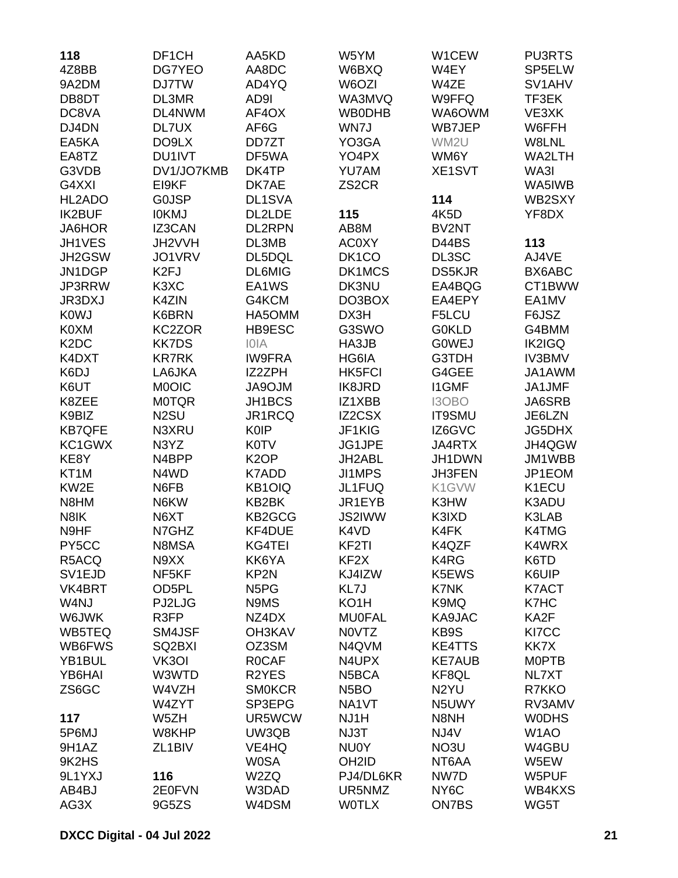**118**
4Z8BB
9A2DM
DB8DT
DC8VA
DJ4DN
EA5KA
EA8TZ
G3VDB
G4XXI
HL2ADO
IK2BUF
JA6HOR
JH1VES
JH2GSW
JN1DGP
JP3RRW
JR3DXJ
K0WJ
K0XM
K2DC
K4DXT
K6DJ
K6UT
K8ZEE
K9BIZ
KB7QFE
KC1GWX
KE8Y
KT1M
KW2E
N8HM
N8IK
N9HF
PY5CC
R5ACQ
SV1EJD
VK4BRT
W4NJ
W6JWK
WB5TEQ
WB6FWS
YB1BUL
YB6HAI
ZS6GC

**117**
5P6MJ
9H1AZ
9K2HS
9L1YXJ
AB4BJ
AG3X
DF1CH
DG7YEO
DJ7TW
DL3MR
DL4NWM
DL7UX
DO9LX
DU1IVT
DV1/JO7KMB
EI9KF
G0JSP
I0KMJ
IZ3CAN
JH2VVH
JO1VRV
K2FJ
K3XC
K4ZIN
K6BRN
KC2ZOR
KK7DS
KR7RK
LA6JKA
M0OIC
M0TQR
N2SU
N3XRU
N3YZ
N4BPP
N4WD
N6FB
N6KW
N6XT
N7GHZ
N8MSA
N9XX
NF5KF
OD5PL
PJ2LJG
R3FP
SM4JSF
SQ2BXI
VK3OI
W3WTD
W4VZH
W4ZYT
W5ZH
W8KHP
ZL1BIV

**116**
2E0FVN
9G5ZS
AA5KD
AA8DC
AD4YQ
AD9I
AF4OX
AF6G
DD7ZT
DF5WA
DK4TP
DK7AE
DL1SVA
DL2LDE
DL2RPN
DL3MB
DL5DQL
DL6MIG
EA1WS
G4KCM
HA5OMM
HB9ESC
I0IA
IW9FRA
IZ2ZPH
JA9OJM
JH1BCS
JR1RCQ
K0IP
K0TV
K2OP
K7ADD
KB1OIQ
KB2BK
KB2GCG
KF4DUE
KG4TEI
KK6YA
KP2N
N5PG
N9MS
NZ4DX
OH3KAV
OZ3SM
R0CAF
R2YES
SM0KCR
SP3EPG
UR5WCW
UW3QB
VE4HQ
W0SA
W2ZQ
W3DAD
W4DSM
W5YM
W6BXQ
W6OZI
WA3MVQ
WB0DHB
WN7J
YO3GA
YO4PX
YU7AM
ZS2CR

**115**
AB8M
AC0XY
DK1CO
DK1MCS
DK3NU
DO3BOX
DX3H
G3SWO
HA3JB
HG6IA
HK5FCI
IK8JRD
IZ1XBB
IZ2CSX
JF1KIG
JG1JPE
JH2ABL
JI1MPS
JL1FUQ
JR1EYB
JS2IWW
K4VD
KF2TI
KF2X
KJ4IZW
KL7J
KO1H
MU0FAL
N0VTZ
N4QVM
N4UPX
N5BCA
N5BO
NA1VT
NJ1H
NJ3T
NU0Y
OH2ID
PJ4/DL6KR
UR5NMZ
W0TLX
W1CEW
W4EY
W4ZE
W9FFQ
WA6OWM
WB7JEP
WM2U
WM6Y
XE1SVT

**114**
4K5D
BV2NT
D44BS
DL3SC
DS5KJR
EA4BQG
EA4EPY
F5LCU
G0KLD
G0WEJ
G3TDH
G4GEE
I1GMF
I3OBO
IT9SMU
IZ6GVC
JA4RTX
JH1DWN
JH3FEN
K1GVW
K3HW
K3IXD
K4FK
K4QZF
K4RG
K5EWS
K7NK
K9MQ
KA9JAC
KB9S
KE4TTS
KE7AUB
KF8QL
N2YU
N5UWY
N8NH
NJ4V
NO3U
NT6AA
NW7D
NY6C
ON7BS
PU3RTS
SP5ELW
SV1AHV
TF3EK
VE3XK
W6FFH
W8LNL
WA2LTH
WA3I
WA5IWB
WB2SXY
YF8DX

**113**
AJ4VE
BX6ABC
CT1BWW
EA1MV
F6JSZ
G4BMM
IK2IGQ
IV3BMV
JA1AWM
JA1JMF
JA6SRB
JE6LZN
JG5DHX
JH4QGW
JM1WBB
JP1EOM
K1ECU
K3ADU
K3LAB
K4TMG
K4WRX
K6TD
K6UIP
K7ACT
K7HC
KA2F
KI7CC
KK7X
M0PTB
NL7XT
R7KKO
RV3AMV
W0DHS
W1AO
W4GBU
W5EW
W5PUF
WB4KXS
WG5T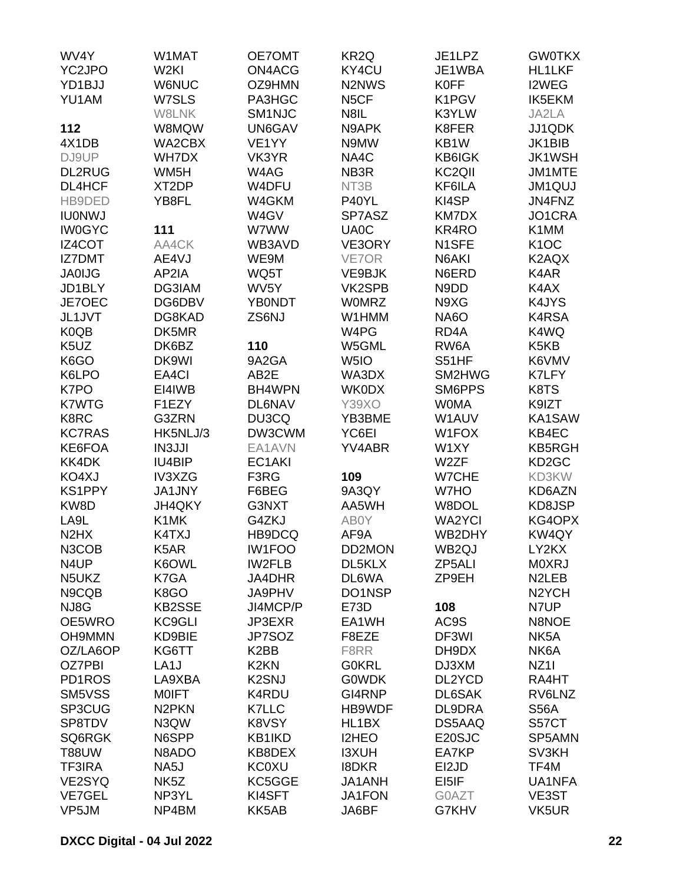WV4Y
YC2JPO
YD1BJJ
YU1AM

**112**
4X1DB
DJ9UP
DL2RUG
DL4HCF
HB9DED
IU0NWJ
IW0GYC
IZ4COT
IZ7DMT
JA0IJG
JD1BLY
JE7OEC
JL1JVT
K0QB
K5UZ
K6GO
K6LPO
K7PO
K7WTG
K8RC
KC7RAS
KE6FOA
KK4DK
KO4XJ
KS1PPY
KW8D
LA9L
N2HX
N3COB
N4UP
N5UKZ
N9CQB
NJ8G
OE5WRO
OH9MMN
OZ/LA6OP
OZ7PBI
PD1ROS
SM5VSS
SP3CUG
SP8TDV
SQ6RGK
T88UW
TF3IRA
VE2SYQ
VE7GEL
VP5JM

W1MAT
W2KI
W6NUC
W7SLS
W8LNK
W8MQW
WA2CBX
WH7DX
WM5H
XT2DP
YB8FL

**111**
AA4CK
AE4VJ
AP2IA
DG3IAM
DG6DBV
DG8KAD
DK5MR
DK6BZ
DK9WI
EA4CI
EI4IWB
F1EZY
G3ZRN
HK5NLJ/3
IN3JJI
IU4BIP
IV3XZG
JA1JNY
JH4QKY
K1MK
K4TXJ
K5AR
K6OWL
K7GA
K8GO
KB2SSE
KC9GLI
KD9BIE
KG6TT
LA1J
LA9XBA
M0IFT
N2PKN
N3QW
N6SPP
N8ADO
NA5J
NK5Z
NP3YL
NP4BM

OE7OMT
ON4ACG
OZ9HMN
PA3HGC
SM1NJC
UN6GAV
VE1YY
VK3YR
W4AG
W4DFU
W4GKM
W4GV
W7WW
WB3AVD
WE9M
WQ5T
WV5Y
YB0NDT
ZS6NJ

**110**
9A2GA
AB2E
BH4WPN
DL6NAV
DU3CQ
DW3CWM
EA1AVN
EC1AKI
F3RG
F6BEG
G3NXT
G4ZKJ
HB9DCQ
IW1FOO
IW2FLB
JA4DHR
JA9PHV
JI4MCP/P
JP3EXR
JP7SOZ
K2BB
K2KN
K2SNJ
K4RDU
K7LLC
K8VSY
KB1IKD
KB8DEX
KC0XU
KC5GGE
KI4SFT
KK5AB

KR2Q
KY4CU
N2NWS
N5CF
N8IL
N9APK
N9MW
NA4C
NB3R
NT3B
P40YL
SP7ASZ
UA0C
VE3ORY
VE7OR
VE9BJK
VK2SPB
W0MRZ
W1HMM
W4PG
W5GML
W5IO
WA3DX
WK0DX
Y39XO
YB3BME
YC6EI
YV4ABR

**109**
9A3QY
AA5WH
AB0Y
AF9A
DD2MON
DL5KLX
DL6WA
DO1NSP
E73D
EA1WH
F8EZE
F8RR
G0KRL
G0WDK
GI4RNP
HB9WDF
HL1BX
I2HEO
I3XUH
I8DKR
JA1ANH
JA1FON
JA6BF

JE1LPZ
JE1WBA
K0FF
K1PGV
K3YLW
K8FER
KB1W
KB6IGK
KC2QII
KF6ILA
KI4SP
KM7DX
KR4RO
N1SFE
N6AKI
N6ERD
N9DD
N9XG
NA6O
RD4A
RW6A
S51HF
SM2HWG
SM6PPS
W0MA
W1AUV
W1FOX
W1XY
W2ZF
W7CHE
W7HO
W8DOL
WA2YCI
WB2DHY
WB2QJ
ZP5ALI
ZP9EH

**108**
AC9S
DF3WI
DH9DX
DJ3XM
DL2YCD
DL6SAK
DL9DRA
DS5AAQ
E20SJC
EA7KP
EI2JD
EI5IF
G0AZT
G7KHV

GW0TKX
HL1LKF
I2WEG
IK5EKM
JA2LA
JJ1QDK
JK1BIB
JK1WSH
JM1MTE
JM1QUJ
JN4FNZ
JO1CRA
K1MM
K1OC
K2AQX
K4AR
K4AX
K4JYS
K4RSA
K4WQ
K5KB
K6VMV
K7LFY
K8TS
K9IZT
KA1SAW
KB4EC
KB5RGH
KD2GC
KD3KW
KD6AZN
KD8JSP
KG4OPX
KW4QY
LY2KX
M0XRJ
N2LEB
N2YCH
N7UP
N8NOE
NK5A
NK6A
NZ1I
RA4HT
RV6LNZ
S56A
S57CT
SP5AMN
SV3KH
TF4M
UA1NFA
VE3ST
VK5UR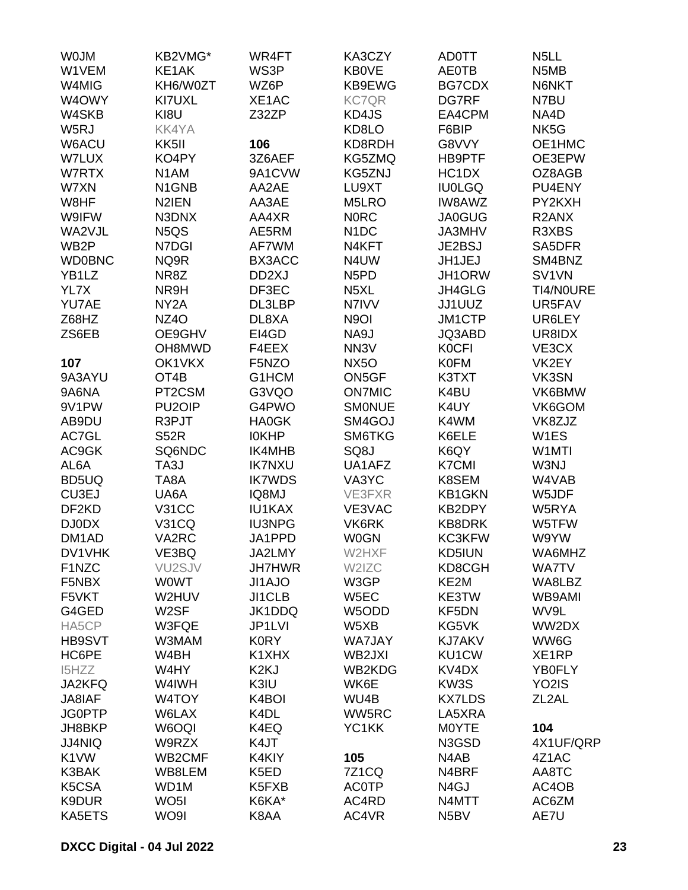W0JM
W1VEM
W4MIG
W4OWY
W4SKB
W5RJ
W6ACU
W7LUX
W7RTX
W7XN
W8HF
W9IFW
WA2VJL
WB2P
WD0BNC
YB1LZ
YL7X
YU7AE
Z68HZ
ZS6EB

**107**

9A3AYU
9A6NA
9V1PW
AB9DU
AC7GL
AC9GK
AL6A
BD5UQ
CU3EJ
DF2KD
DJ0DX
DM1AD
DV1VHK
F1NZC
F5NBX
F5VKT
G4GED
HA5CP
HB9SVT
HC6PE
I5HZZ
JA2KFQ
JA8IAF
JG0PTP
JH8BKP
JJ4NIQ
K1VW
K3BAK
K5CSA
K9DUR
KA5ETS
KB2VMG*
KE1AK
KH6/W0ZT
KI7UXL
KI8U
KK4YA
KK5II
KO4PY
N1AM
N1GNB
N2IEN
N3DNX
N5QS
N7DGI
NQ9R
NR8Z
NR9H
NY2A
NZ4O
OE9GHV
OH8MWD
OK1VKX
OT4B
PT2CSM
PU2OIP
R3PJT
S52R
SQ6NDC
TA3J
TA8A
UA6A
V31CC
V31CQ
VA2RC
VE3BQ
VU2SJV
W0WT
W2HUV
W2SF
W3FQE
W3MAM
W4BH
W4HY
W4IWH
W4TOY
W6LAX
W6OQI
W9RZX
WB2CMF
WB8LEM
WD1M
WO5I
WO9I
WR4FT
WS3P
WZ6P
XE1AC
Z32ZP

**106**

3Z6AEF
9A1CVW
AA2AE
AA3AE
AA4XR
AE5RM
AF7WM
BX3ACC
DD2XJ
DF3EC
DL3LBP
DL8XA
EI4GD
F4EEX
F5NZO
G1HCM
G3VQO
G4PWO
HA0GK
I0KHP
IK4MHB
IK7NXU
IK7WDS
IQ8MJ
IU1KAX
IU3NPG
JA1PPD
JA2LMY
JH7HWR
JI1AJO
JI1CLB
JK1DDQ
JP1LVI
K0RY
K1XHX
K2KJ
K3IU
K4BOI
K4DL
K4EQ
K4JT
K4KIY
K5ED
K5FXB
K6KA*
K8AA
KA3CZY
KB0VE
KB9EWG
KC7QR
KD4JS
KD8LO
KD8RDH
KG5ZMQ
KG5ZNJ
LU9XT
M5LRO
N0RC
N1DC
N4KFT
N4UW
N5PD
N5XL
N7IVV
N9OI
NA9J
NN3V
NX5O
ON5GF
ON7MIC
SM0NUE
SM4GOJ
SM6TKG
SQ8J
UA1AFZ
VA3YC
VE3FXR
VE3VAC
VK6RK
W0GN
W2HXF
W2IZC
W3GP
W5EC
W5ODD
W5XB
WA7JAY
WB2JXI
WB2KDG
WK6E
WU4B
WW5RC
YC1KK

**105**

7Z1CQ
AC0TP
AC4RD
AC4VR
AD0TT
AE0TB
BG7CDX
DG7RF
EA4CPM
F6BIP
G8VVY
HB9PTF
HC1DX
IU0LGQ
IW8AWZ
JA0GUG
JA3MHV
JE2BSJ
JH1JEJ
JH1ORW
JH4GLG
JJ1UUZ
JM1CTP
JQ3ABD
K0CFI
K0FM
K3TXT
K4BU
K4UY
K4WM
K6ELE
K6QY
K7CMI
K8SEM
KB1GKN
KB2DPY
KB8DRK
KC3KFW
KD5IUN
KD8CGH
KE2M
KE3TW
KF5DN
KG5VK
KJ7AKV
KU1CW
KV4DX
KW3S
KX7LDS
LA5XRA
M0YTE
N3GSD
N4AB
N4BRF
N4GJ
N4MTT
N5BV
N5LL
N5MB
N6NKT
N7BU
NA4D
NK5G
OE1HMC
OE3EPW
OZ8AGB
PU4ENY
PY2KXH
R2ANX
R3XBS
SA5DFR
SM4BNZ
SV1VN
TI4/N0URE
UR5FAV
UR6LEY
UR8IDX
VE3CX
VK2EY
VK3SN
VK6BMW
VK6GOM
VK8ZJZ
W1ES
W1MTI
W3NJ
W4VAB
W5JDF
W5RYA
W5TFW
W9YW
WA6MHZ
WA7TV
WA8LBZ
WB9AMI
WV9L
WW2DX
WW6G
XE1RP
YB0FLY
YO2IS
ZL2AL

**104**

4X1UF/QRP
4Z1AC
AA8TC
AC4OB
AC6ZM
AE7U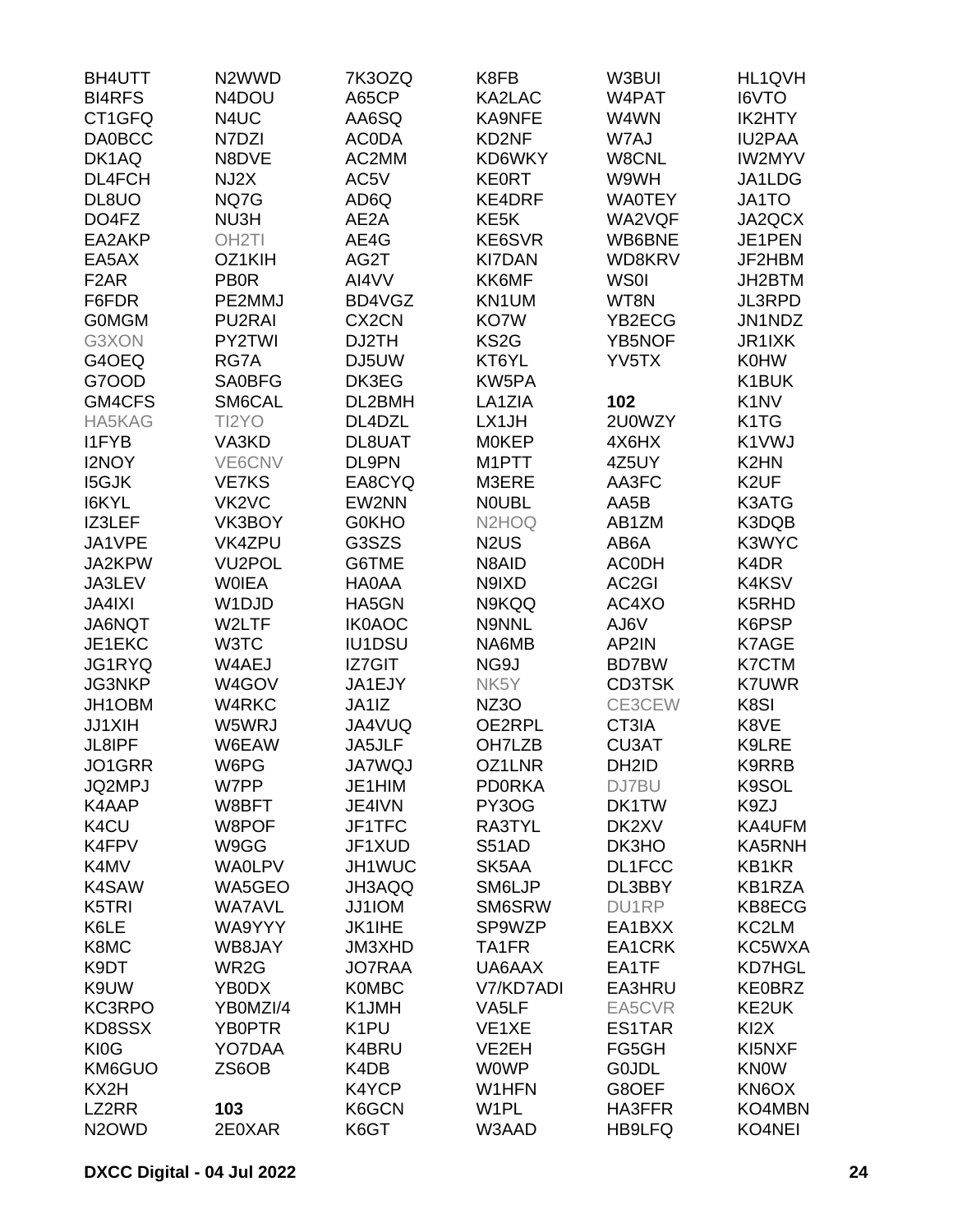BH4UTT
BI4RFS
CT1GFQ
DA0BCC
DK1AQ
DL4FCH
DL8UO
DO4FZ
EA2AKP
EA5AX
F2AR
F6FDR
G0MGM
G3XON
G4OEQ
G7OOD
GM4CFS
HA5KAG
I1FYB
I2NOY
I5GJK
I6KYL
IZ3LEF
JA1VPE
JA2KPW
JA3LEV
JA4IXI
JA6NQT
JE1EKC
JG1RYQ
JG3NKP
JH1OBM
JJ1XIH
JL8IPF
JO1GRR
JQ2MPJ
K4AAP
K4CU
K4FPV
K4MV
K4SAW
K5TRI
K6LE
K8MC
K9DT
K9UW
KC3RPO
KD8SSX
KI0G
KM6GUO
KX2H
LZ2RR
N2OWD
N2WWD
N4DOU
N4UC
N7DZI
N8DVE
NJ2X
NQ7G
NU3H
OH2TI
OZ1KIH
PB0R
PE2MMJ
PU2RAI
PY2TWI
RG7A
SA0BFG
SM6CAL
TI2YO
VA3KD
VE6CNV
VE7KS
VK2VC
VK3BOY
VK4ZPU
VU2POL
W0IEA
W1DJD
W2LTF
W3TC
W4AEJ
W4GOV
W4RKC
W5WRJ
W6EAW
W6PG
W7PP
W8BFT
W8POF
W9GG
WA0LPV
WA5GEO
WA7AVL
WA9YYY
WB8JAY
WR2G
YB0DX
YB0MZI/4
YB0PTR
YO7DAA
ZS6OB

**103**
2E0XAR
7K3OZQ
A65CP
AA6SQ
AC0DA
AC2MM
AC5V
AD6Q
AE2A
AE4G
AG2T
AI4VV
BD4VGZ
CX2CN
DJ2TH
DJ5UW
DK3EG
DL2BMH
DL4DZL
DL8UAT
DL9PN
EA8CYQ
EW2NN
G0KHO
G3SZS
G6TME
HA0AA
HA5GN
IK0AOC
IU1DSU
IZ7GIT
JA1EJY
JA1IZ
JA4VUQ
JA5JLF
JA7WQJ
JE1HIM
JE4IVN
JF1TFC
JF1XUD
JH1WUC
JH3AQQ
JJ1IOM
JK1IHE
JM3XHD
JO7RAA
K0MBC
K1JMH
K1PU
K4BRU
K4DB
K4YCP
K6GCN
K6GT
K8FB
KA2LAC
KA9NFE
KD2NF
KD6WKY
KE0RT
KE4DRF
KE5K
KE6SVR
KI7DAN
KK6MF
KN1UM
KO7W
KS2G
KT6YL
KW5PA
LA1ZIA
LX1JH
M0KEP
M1PTT
M3ERE
N0UBL
N2HOQ
N2US
N8AID
N9IXD
N9KQQ
N9NNL
NA6MB
NG9J
NK5Y
NZ3O
OE2RPL
OH7LZB
OZ1LNR
PD0RKA
PY3OG
RA3TYL
S51AD
SK5AA
SM6LJP
SM6SRW
SP9WZP
TA1FR
UA6AAX
V7/KD7ADI
VA5LF
VE1XE
VE2EH
W0WP
W1HFN
W1PL
W3AAD
W3BUI
W4PAT
W4WN
W7AJ
W8CNL
W9WH
WA0TEY
WA2VQF
WB6BNE
WD8KRV
WS0I
WT8N
YB2ECG
YB5NOF
YV5TX

**102**
2U0WZY
4X6HX
4Z5UY
AA3FC
AA5B
AB1ZM
AB6A
AC0DH
AC2GI
AC4XO
AJ6V
AP2IN
BD7BW
CD3TSK
CE3CEW
CT3IA
CU3AT
DH2ID
DJ7BU
DK1TW
DK2XV
DK3HO
DL1FCC
DL3BBY
DU1RP
EA1BXX
EA1CRK
EA1TF
EA3HRU
EA5CVR
ES1TAR
FG5GH
G0JDL
G8OEF
HA3FFR
HB9LFQ
HL1QVH
I6VTO
IK2HTY
IU2PAA
IW2MYV
JA1LDG
JA1TO
JA2QCX
JE1PEN
JF2HBM
JH2BTM
JL3RPD
JN1NDZ
JR1IXK
K0HW
K1BUK
K1NV
K1TG
K1VWJ
K2HN
K2UF
K3ATG
K3DQB
K3WYC
K4DR
K4KSV
K5RHD
K6PSP
K7AGE
K7CTM
K7UWR
K8SI
K8VE
K9LRE
K9RRB
K9SOL
K9ZJ
KA4UFM
KA5RNH
KB1KR
KB1RZA
KB8ECG
KC2LM
KC5WXA
KD7HGL
KE0BRZ
KE2UK
KI2X
KI5NXF
KN0W
KN6OX
KO4MBN
KO4NEI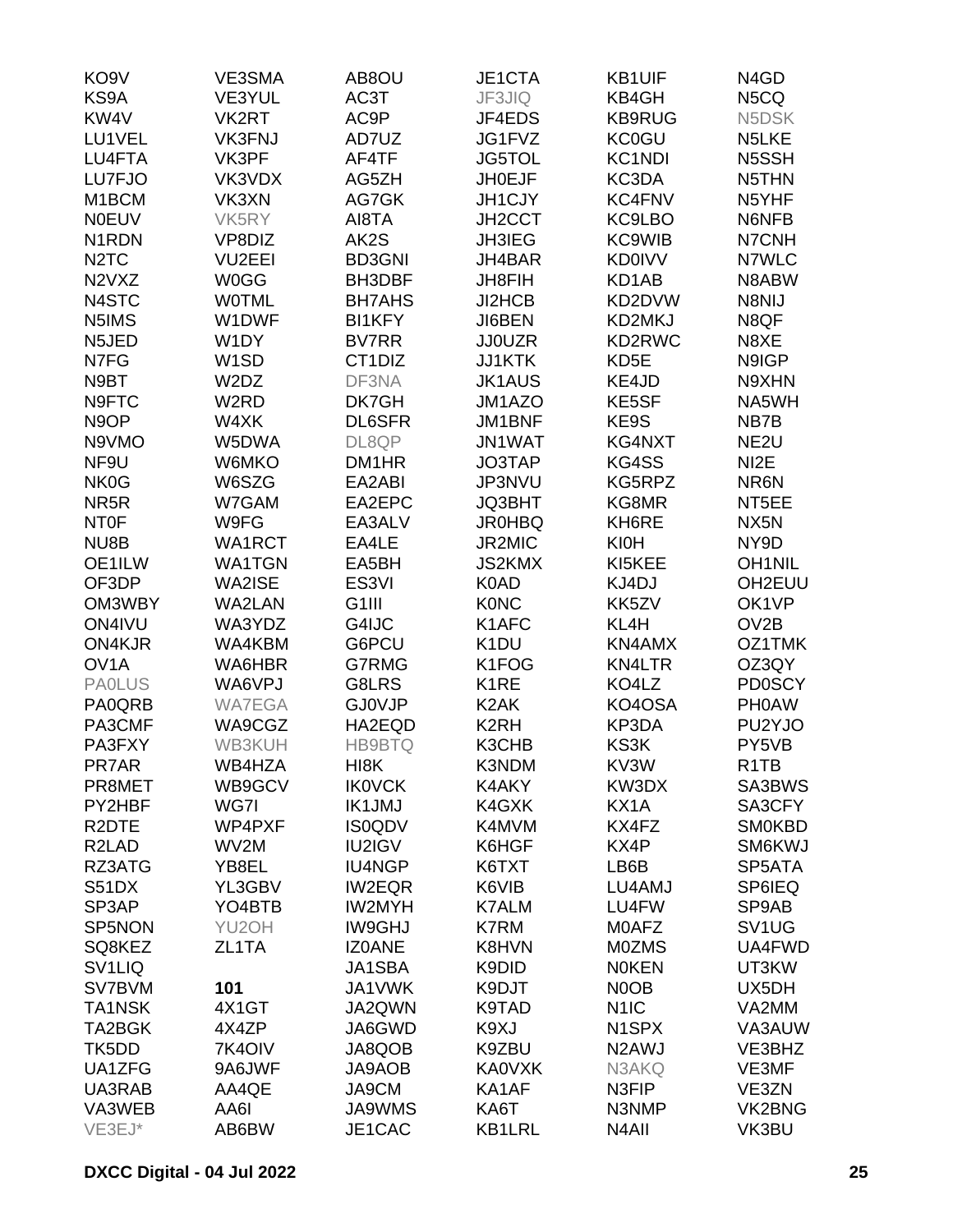| | | | | | |
|---|---|---|---|---|---|
| KO9V | VE3SMA | AB8OU | JE1CTA | KB1UIF | N4GD |
| KS9A | VE3YUL | AC3T | JF3JIQ | KB4GH | N5CQ |
| KW4V | VK2RT | AC9P | JF4EDS | KB9RUG | N5DSK |
| LU1VEL | VK3FNJ | AD7UZ | JG1FVZ | KC0GU | N5LKE |
| LU4FTA | VK3PF | AF4TF | JG5TOL | KC1NDI | N5SSH |
| LU7FJO | VK3VDX | AG5ZH | JH0EJF | KC3DA | N5THN |
| M1BCM | VK3XN | AG7GK | JH1CJY | KC4FNV | N5YHF |
| N0EUV | VK5RY | AI8TA | JH2CCT | KC9LBO | N6NFB |
| N1RDN | VP8DIZ | AK2S | JH3IEG | KC9WIB | N7CNH |
| N2TC | VU2EEI | BD3GNI | JH4BAR | KD0IVV | N7WLC |
| N2VXZ | W0GG | BH3DBF | JH8FIH | KD1AB | N8ABW |
| N4STC | W0TML | BH7AHS | JI2HCB | KD2DVW | N8NIJ |
| N5IMS | W1DWF | BI1KFY | JI6BEN | KD2MKJ | N8QF |
| N5JED | W1DY | BV7RR | JJ0UZR | KD2RWC | N8XE |
| N7FG | W1SD | CT1DIZ | JJ1KTK | KD5E | N9IGP |
| N9BT | W2DZ | DF3NA | JK1AUS | KE4JD | N9XHN |
| N9FTC | W2RD | DK7GH | JM1AZO | KE5SF | NA5WH |
| N9OP | W4XK | DL6SFR | JM1BNF | KE9S | NB7B |
| N9VMO | W5DWA | DL8QP | JN1WAT | KG4NXT | NE2U |
| NF9U | W6MKO | DM1HR | JO3TAP | KG4SS | NI2E |
| NK0G | W6SZG | EA2ABI | JP3NVU | KG5RPZ | NR6N |
| NR5R | W7GAM | EA2EPC | JQ3BHT | KG8MR | NT5EE |
| NT0F | W9FG | EA3ALV | JR0HBQ | KH6RE | NX5N |
| NU8B | WA1RCT | EA4LE | JR2MIC | KI0H | NY9D |
| OE1ILW | WA1TGN | EA5BH | JS2KMX | KI5KEE | OH1NIL |
| OF3DP | WA2ISE | ES3VI | K0AD | KJ4DJ | OH2EUU |
| OM3WBY | WA2LAN | G1III | K0NC | KK5ZV | OK1VP |
| ON4IVU | WA3YDZ | G4IJC | K1AFC | KL4H | OV2B |
| ON4KJR | WA4KBM | G6PCU | K1DU | KN4AMX | OZ1TMK |
| OV1A | WA6HBR | G7RMG | K1FOG | KN4LTR | OZ3QY |
| PA0LUS | WA6VPJ | G8LRS | K1RE | KO4LZ | PD0SCY |
| PA0QRB | WA7EGA | GJ0VJP | K2AK | KO4OSA | PH0AW |
| PA3CMF | WA9CGZ | HA2EQD | K2RH | KP3DA | PU2YJO |
| PA3FXY | WB3KUH | HB9BTQ | K3CHB | KS3K | PY5VB |
| PR7AR | WB4HZA | HI8K | K3NDM | KV3W | R1TB |
| PR8MET | WB9GCV | IK0VCK | K4AKY | KW3DX | SA3BWS |
| PY2HBF | WG7I | IK1JMJ | K4GXK | KX1A | SA3CFY |
| R2DTE | WP4PXF | IS0QDV | K4MVM | KX4FZ | SM0KBD |
| R2LAD | WV2M | IU2IGV | K6HGF | KX4P | SM6KWJ |
| RZ3ATG | YB8EL | IU4NGP | K6TXT | LB6B | SP5ATA |
| S51DX | YL3GBV | IW2EQR | K6VIB | LU4AMJ | SP6IEQ |
| SP3AP | YO4BTB | IW2MYH | K7ALM | LU4FW | SP9AB |
| SP5NON | YU2OH | IW9GHJ | K7RM | M0AFZ | SV1UG |
| SQ8KEZ | ZL1TA | IZ0ANE | K8HVN | M0ZMS | UA4FWD |
| SV1LIQ | | JA1SBA | K9DID | N0KEN | UT3KW |
| SV7BVM | **101** | JA1VWK | K9DJT | N0OB | UX5DH |
| TA1NSK | 4X1GT | JA2QWN | K9TAD | N1IC | VA2MM |
| TA2BGK | 4X4ZP | JA6GWD | K9XJ | N1SPX | VA3AUW |
| TK5DD | 7K4OIV | JA8QOB | K9ZBU | N2AWJ | VE3BHZ |
| UA1ZFG | 9A6JWF | JA9AOB | KA0VXK | N3AKQ | VE3MF |
| UA3RAB | AA4QE | JA9CM | KA1AF | N3FIP | VE3ZN |
| VA3WEB | AA6I | JA9WMS | KA6T | N3NMP | VK2BNG |
| VE3EJ* | AB6BW | JE1CAC | KB1LRL | N4AII | VK3BU |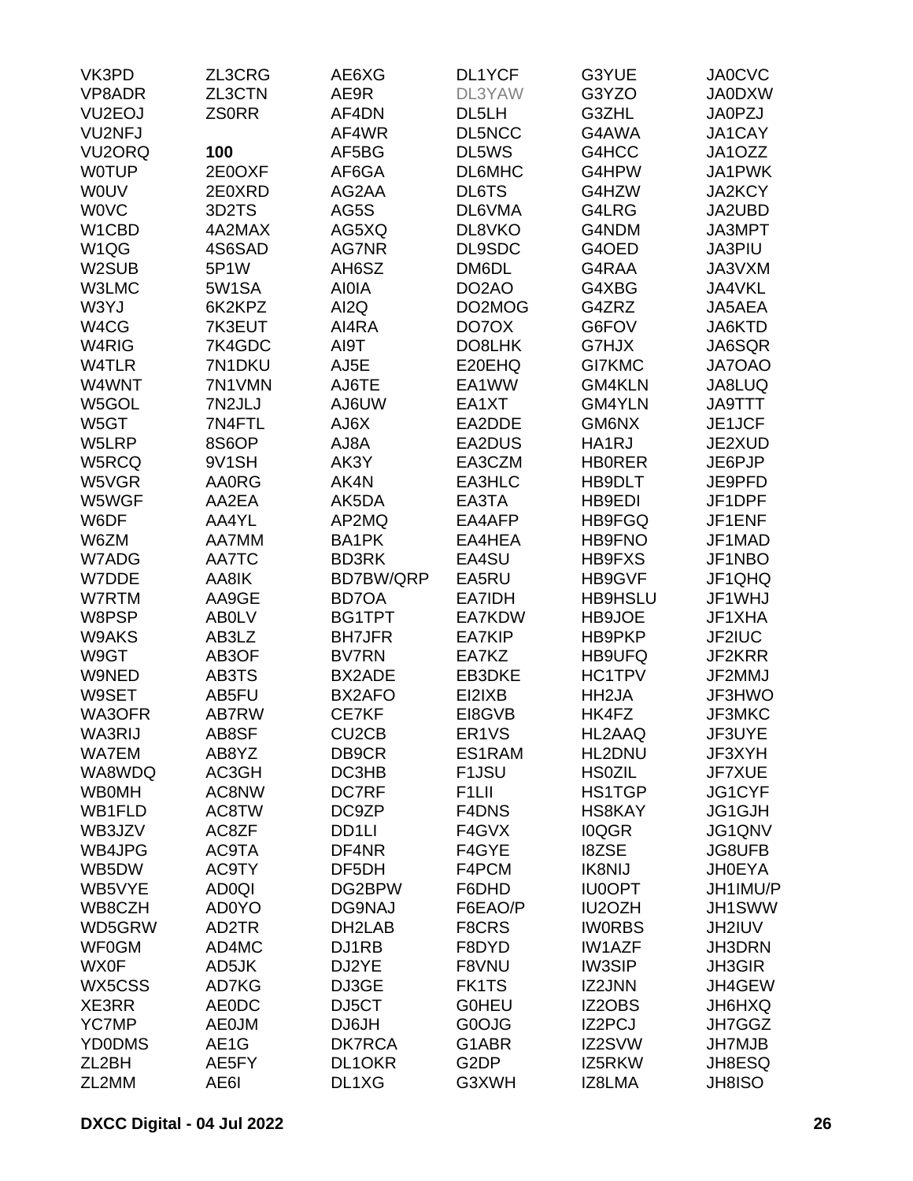VK3PD
VP8ADR
VU2EOJ
VU2NFJ
VU2ORQ
W0TUP
W0UV
W0VC
W1CBD
W1QG
W2SUB
W3LMC
W3YJ
W4CG
W4RIG
W4TLR
W4WNT
W5GOL
W5GT
W5LRP
W5RCQ
W5VGR
W5WGF
W6DF
W6ZM
W7ADG
W7DDE
W7RTM
W8PSP
W9AKS
W9GT
W9NED
W9SET
WA3OFR
WA3RIJ
WA7EM
WA8WDQ
WB0MH
WB1FLD
WB3JZV
WB4JPG
WB5DW
WB5VYE
WB8CZH
WD5GRW
WF0GM
WX0F
WX5CSS
XE3RR
YC7MP
YD0DMS
ZL2BH
ZL2MM
ZL3CRG
ZL3CTN
ZS0RR

**100**

2E0OXF
2E0XRD
3D2TS
4A2MAX
4S6SAD
5P1W
5W1SA
6K2KPZ
7K3EUT
7K4GDC
7N1DKU
7N1VMN
7N2JLJ
7N4FTL
8S6OP
9V1SH
AA0RG
AA2EA
AA4YL
AA7MM
AA7TC
AA8IK
AA9GE
AB0LV
AB3LZ
AB3OF
AB3TS
AB5FU
AB7RW
AB8SF
AB8YZ
AC3GH
AC8NW
AC8TW
AC8ZF
AC9TA
AC9TY
AD0QI
AD0YO
AD2TR
AD4MC
AD5JK
AD7KG
AE0DC
AE0JM
AE1G
AE5FY
AE6I
AE6XG
AE9R
AF4DN
AF4WR
AF5BG
AF6GA
AG2AA
AG5S
AG5XQ
AG7NR
AH6SZ
AI0IA
AI2Q
AI4RA
AI9T
AJ5E
AJ6TE
AJ6UW
AJ6X
AJ8A
AK3Y
AK4N
AK5DA
AP2MQ
BA1PK
BD3RK
BD7BW/QRP
BD7OA
BG1TPT
BH7JFR
BV7RN
BX2ADE
BX2AFO
CE7KF
CU2CB
DB9CR
DC3HB
DC7RF
DC9ZP
DD1LI
DF4NR
DF5DH
DG2BPW
DG9NAJ
DH2LAB
DJ1RB
DJ2YE
DJ3GE
DJ5CT
DJ6JH
DK7RCA
DL1OKR
DL1XG
DL1YCF
DL3YAW
DL5LH
DL5NCC
DL5WS
DL6MHC
DL6TS
DL6VMA
DL8VKO
DL9SDC
DM6DL
DO2AO
DO2MOG
DO7OX
DO8LHK
E20EHQ
EA1WW
EA1XT
EA2DDE
EA2DUS
EA3CZM
EA3HLC
EA3TA
EA4AFP
EA4HEA
EA4SU
EA5RU
EA7IDH
EA7KDW
EA7KIP
EA7KZ
EB3DKE
EI2IXB
EI8GVB
ER1VS
ES1RAM
F1JSU
F1LII
F4DNS
F4GVX
F4GYE
F4PCM
F6DHD
F6EAO/P
F8CRS
F8DYD
F8VNU
FK1TS
G0HEU
G0OJG
G1ABR
G2DP
G3XWH
G3YUE
G3YZO
G3ZHL
G4AWA
G4HCC
G4HPW
G4HZW
G4LRG
G4NDM
G4OED
G4RAA
G4XBG
G4ZRZ
G6FOV
G7HJX
GI7KMC
GM4KLN
GM4YLN
GM6NX
HA1RJ
HB0RER
HB9DLT
HB9EDI
HB9FGQ
HB9FNO
HB9FXS
HB9GVF
HB9HSLU
HB9JOE
HB9PKP
HB9UFQ
HC1TPV
HH2JA
HK4FZ
HL2AAQ
HL2DNU
HS0ZIL
HS1TGP
HS8KAY
I0QGR
I8ZSE
IK8NIJ
IU0OPT
IU2OZH
IW0RBS
IW1AZF
IW3SIP
IZ2JNN
IZ2OBS
IZ2PCJ
IZ2SVW
IZ5RKW
IZ8LMA
JA0CVC
JA0DXW
JA0PZJ
JA1CAY
JA1OZZ
JA1PWK
JA2KCY
JA2UBD
JA3MPT
JA3PIU
JA3VXM
JA4VKL
JA5AEA
JA6KTD
JA6SQR
JA7OAO
JA8LUQ
JA9TTT
JE1JCF
JE2XUD
JE6PJP
JE9PFD
JF1DPF
JF1ENF
JF1MAD
JF1NBO
JF1QHQ
JF1WHJ
JF1XHA
JF2IUC
JF2KRR
JF2MMJ
JF3HWO
JF3MKC
JF3UYE
JF3XYH
JF7XUE
JG1CYF
JG1GJH
JG1QNV
JG8UFB
JH0EYA
JH1IMU/P
JH1SWW
JH2IUV
JH3DRN
JH3GIR
JH4GEW
JH6HXQ
JH7GGZ
JH7MJB
JH8ESQ
JH8ISO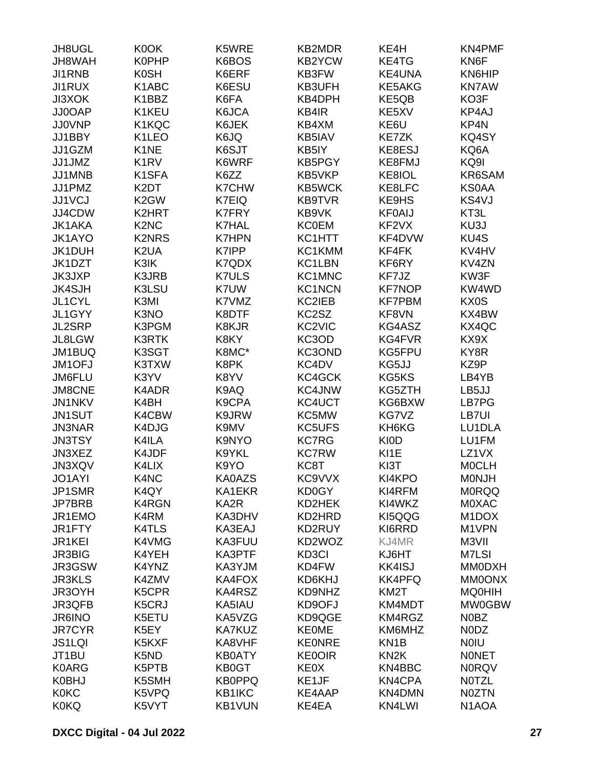| | | | | | |
|---|---|---|---|---|---|
| JH8UGL | K0OK | K5WRE | KB2MDR | KE4H | KN4PMF |
| JH8WAH | K0PHP | K6BOS | KB2YCW | KE4TG | KN6F |
| JI1RNB | K0SH | K6ERF | KB3FW | KE4UNA | KN6HIP |
| JI1RUX | K1ABC | K6ESU | KB3UFH | KE5AKG | KN7AW |
| JI3XOK | K1BBZ | K6FA | KB4DPH | KE5QB | KO3F |
| JJ0OAP | K1KEU | K6JCA | KB4IR | KE5XV | KP4AJ |
| JJ0VNP | K1KQC | K6JEK | KB4XM | KE6U | KP4N |
| JJ1BBY | K1LEO | K6JQ | KB5IAV | KE7ZK | KQ4SY |
| JJ1GZM | K1NE | K6SJT | KB5IY | KE8ESJ | KQ6A |
| JJ1JMZ | K1RV | K6WRF | KB5PGY | KE8FMJ | KQ9I |
| JJ1MNB | K1SFA | K6ZZ | KB5VKP | KE8IOL | KR6SAM |
| JJ1PMZ | K2DT | K7CHW | KB5WCK | KE8LFC | KS0AA |
| JJ1VCJ | K2GW | K7EIQ | KB9TVR | KE9HS | KS4VJ |
| JJ4CDW | K2HRT | K7FRY | KB9VK | KF0AIJ | KT3L |
| JK1AKA | K2NC | K7HAL | KC0EM | KF2VX | KU3J |
| JK1AYO | K2NRS | K7HPN | KC1HTT | KF4DVW | KU4S |
| JK1DUH | K2UA | K7IPP | KC1KMM | KF4FK | KV4HV |
| JK1DZT | K3IK | K7QDX | KC1LBN | KF6RY | KV4ZN |
| JK3JXP | K3JRB | K7ULS | KC1MNC | KF7JZ | KW3F |
| JK4SJH | K3LSU | K7UW | KC1NCN | KF7NOP | KW4WD |
| JL1CYL | K3MI | K7VMZ | KC2IEB | KF7PBM | KX0S |
| JL1GYY | K3NO | K8DTF | KC2SZ | KF8VN | KX4BW |
| JL2SRP | K3PGM | K8KJR | KC2VIC | KG4ASZ | KX4QC |
| JL8LGW | K3RTK | K8KY | KC3OD | KG4FVR | KX9X |
| JM1BUQ | K3SGT | K8MC* | KC3OND | KG5FPU | KY8R |
| JM1OFJ | K3TXW | K8PK | KC4DV | KG5JJ | KZ9P |
| JM6FLU | K3YV | K8YV | KC4GCK | KG5KS | LB4YB |
| JM8CNE | K4ADR | K9AQ | KC4JNW | KG5ZTH | LB5JJ |
| JN1NKV | K4BH | K9CPA | KC4UCT | KG6BXW | LB7PG |
| JN1SUT | K4CBW | K9JRW | KC5MW | KG7VZ | LB7UI |
| JN3NAR | K4DJG | K9MV | KC5UFS | KH6KG | LU1DLA |
| JN3TSY | K4ILA | K9NYO | KC7RG | KI0D | LU1FM |
| JN3XEZ | K4JDF | K9YKL | KC7RW | KI1E | LZ1VX |
| JN3XQV | K4LIX | K9YO | KC8T | KI3T | M0CLH |
| JO1AYI | K4NC | KA0AZS | KC9VVX | KI4KPO | M0NJH |
| JP1SMR | K4QY | KA1EKR | KD0GY | KI4RFM | M0RQQ |
| JP7BRB | K4RGN | KA2R | KD2HEK | KI4WKZ | M0XAC |
| JR1EMO | K4RM | KA3DHV | KD2HRD | KI5QQG | M1DOX |
| JR1FTY | K4TLS | KA3EAJ | KD2RUY | KI6RRD | M1VPN |
| JR1KEI | K4VMG | KA3FUU | KD2WOZ | KJ4MR | M3VII |
| JR3BIG | K4YEH | KA3PTF | KD3CI | KJ6HT | M7LSI |
| JR3GSW | K4YNZ | KA3YJM | KD4FW | KK4ISJ | MM0DXH |
| JR3KLS | K4ZMV | KA4FOX | KD6KHJ | KK4PFQ | MM0ONX |
| JR3OYH | K5CPR | KA4RSZ | KD9NHZ | KM2T | MQ0HIH |
| JR3QFB | K5CRJ | KA5IAU | KD9OFJ | KM4MDT | MW0GBW |
| JR6INO | K5ETU | KA5VZG | KD9QGE | KM4RGZ | N0BZ |
| JR7CYR | K5EY | KA7KUZ | KE0ME | KM6MHZ | N0DZ |
| JS1LQI | K5KXF | KA8VHF | KE0NRE | KN1B | N0IU |
| JT1BU | K5ND | KB0ATY | KE0OIR | KN2K | N0NET |
| K0ARG | K5PTB | KB0GT | KE0X | KN4BBC | N0RQV |
| K0BHJ | K5SMH | KB0PPQ | KE1JF | KN4CPA | N0TZL |
| K0KC | K5VPQ | KB1IKC | KE4AAP | KN4DMN | N0ZTN |
| K0KQ | K5VYT | KB1VUN | KE4EA | KN4LWI | N1AOA |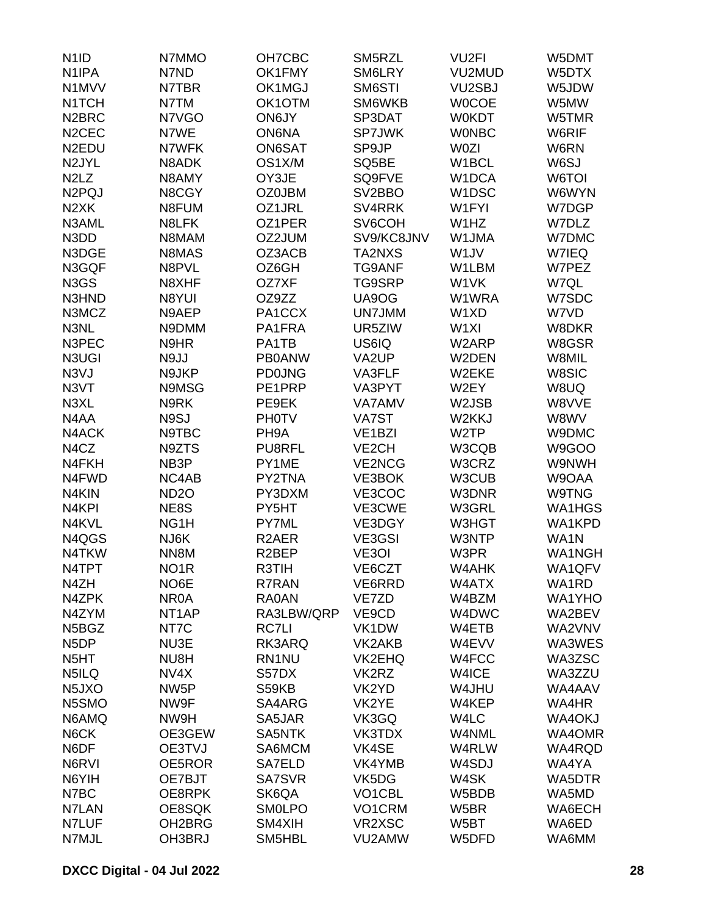| | | | | | |
|---|---|---|---|---|---|
| N1ID | N7MMO | OH7CBC | SM5RZL | VU2FI | W5DMT |
| N1IPA | N7ND | OK1FMY | SM6LRY | VU2MUD | W5DTX |
| N1MVV | N7TBR | OK1MGJ | SM6STI | VU2SBJ | W5JDW |
| N1TCH | N7TM | OK1OTM | SM6WKB | W0COE | W5MW |
| N2BRC | N7VGO | ON6JY | SP3DAT | W0KDT | W5TMR |
| N2CEC | N7WE | ON6NA | SP7JWK | W0NBC | W6RIF |
| N2EDU | N7WFK | ON6SAT | SP9JP | W0ZI | W6RN |
| N2JYL | N8ADK | OS1X/M | SQ5BE | W1BCL | W6SJ |
| N2LZ | N8AMY | OY3JE | SQ9FVE | W1DCA | W6TOI |
| N2PQJ | N8CGY | OZ0JBM | SV2BBO | W1DSC | W6WYN |
| N2XK | N8FUM | OZ1JRL | SV4RRK | W1FYI | W7DGP |
| N3AML | N8LFK | OZ1PER | SV6COH | W1HZ | W7DLZ |
| N3DD | N8MAM | OZ2JUM | SV9/KC8JNV | W1JMA | W7DMC |
| N3DGE | N8MAS | OZ3ACB | TA2NXS | W1JV | W7IEQ |
| N3GQF | N8PVL | OZ6GH | TG9ANF | W1LBM | W7PEZ |
| N3GS | N8XHF | OZ7XF | TG9SRP | W1VK | W7QL |
| N3HND | N8YUI | OZ9ZZ | UA9OG | W1WRA | W7SDC |
| N3MCZ | N9AEP | PA1CCX | UN7JMM | W1XD | W7VD |
| N3NL | N9DMM | PA1FRA | UR5ZIW | W1XI | W8DKR |
| N3PEC | N9HR | PA1TB | US6IQ | W2ARP | W8GSR |
| N3UGI | N9JJ | PB0ANW | VA2UP | W2DEN | W8MIL |
| N3VJ | N9JKP | PD0JNG | VA3FLF | W2EKE | W8SIC |
| N3VT | N9MSG | PE1PRP | VA3PYT | W2EY | W8UQ |
| N3XL | N9RK | PE9EK | VA7AMV | W2JSB | W8VVE |
| N4AA | N9SJ | PH0TV | VA7ST | W2KKJ | W8WV |
| N4ACK | N9TBC | PH9A | VE1BZI | W2TP | W9DMC |
| N4CZ | N9ZTS | PU8RFL | VE2CH | W3CQB | W9GOO |
| N4FKH | NB3P | PY1ME | VE2NCG | W3CRZ | W9NWH |
| N4FWD | NC4AB | PY2TNA | VE3BOK | W3CUB | W9OAA |
| N4KIN | ND2O | PY3DXM | VE3COC | W3DNR | W9TNG |
| N4KPI | NE8S | PY5HT | VE3CWE | W3GRL | WA1HGS |
| N4KVL | NG1H | PY7ML | VE3DGY | W3HGT | WA1KPD |
| N4QGS | NJ6K | R2AER | VE3GSI | W3NTP | WA1N |
| N4TKW | NN8M | R2BEP | VE3OI | W3PR | WA1NGH |
| N4TPT | NO1R | R3TIH | VE6CZT | W4AHK | WA1QFV |
| N4ZH | NO6E | R7RAN | VE6RRD | W4ATX | WA1RD |
| N4ZPK | NR0A | RA0AN | VE7ZD | W4BZM | WA1YHO |
| N4ZYM | NT1AP | RA3LBW/QRP | VE9CD | W4DWC | WA2BEV |
| N5BGZ | NT7C | RC7LI | VK1DW | W4ETB | WA2VNV |
| N5DP | NU3E | RK3ARQ | VK2AKB | W4EVV | WA3WES |
| N5HT | NU8H | RN1NU | VK2EHQ | W4FCC | WA3ZSC |
| N5ILQ | NV4X | S57DX | VK2RZ | W4ICE | WA3ZZU |
| N5JXO | NW5P | S59KB | VK2YD | W4JHU | WA4AAV |
| N5SMO | NW9F | SA4ARG | VK2YE | W4KEP | WA4HR |
| N6AMQ | NW9H | SA5JAR | VK3GQ | W4LC | WA4OKJ |
| N6CK | OE3GEW | SA5NTK | VK3TDX | W4NML | WA4OMR |
| N6DF | OE3TVJ | SA6MCM | VK4SE | W4RLW | WA4RQD |
| N6RVI | OE5ROR | SA7ELD | VK4YMB | W4SDJ | WA4YA |
| N6YIH | OE7BJT | SA7SVR | VK5DG | W4SK | WA5DTR |
| N7BC | OE8RPK | SK6QA | VO1CBL | W5BDB | WA5MD |
| N7LAN | OE8SQK | SM0LPO | VO1CRM | W5BR | WA6ECH |
| N7LUF | OH2BRG | SM4XIH | VR2XSC | W5BT | WA6ED |
| N7MJL | OH3BRJ | SM5HBL | VU2AMW | W5DFD | WA6MM |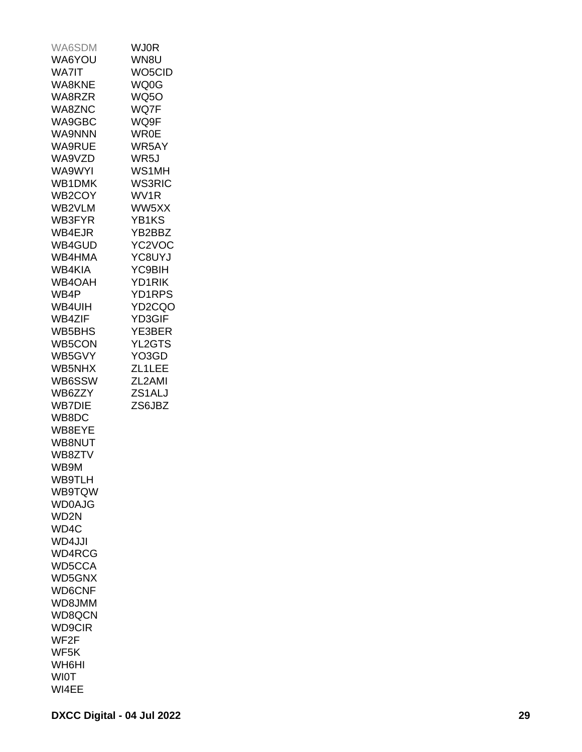WA6SDM
WA6YOU
WA7IT
WA8KNE
WA8RZR
WA8ZNC
WA9GBC
WA9NNN
WA9RUE
WA9VZD
WA9WYI
WB1DMK
WB2COY
WB2VLM
WB3FYR
WB4EJR
WB4GUD
WB4HMA
WB4KIA
WB4OAH
WB4P
WB4UIH
WB4ZIF
WB5BHS
WB5CON
WB5GVY
WB5NHX
WB6SSW
WB6ZZY
WB7DIE
WB8DC
WB8EYE
WB8NUT
WB8ZTV
WB9M
WB9TLH
WB9TQW
WD0AJG
WD2N
WD4C
WD4JJI
WD4RCG
WD5CCA
WD5GNX
WD6CNF
WD8JMM
WD8QCN
WD9CIR
WF2F
WF5K
WH6HI
WI0T
WI4EE
WJ0R
WN8U
WO5CID
WQ0G
WQ5O
WQ7F
WQ9F
WR0E
WR5AY
WR5J
WS1MH
WS3RIC
WV1R
WW5XX
YB1KS
YB2BBZ
YC2VOC
YC8UYJ
YC9BIH
YD1RIK
YD1RPS
YD2CQO
YD3GIF
YE3BER
YL2GTS
YO3GD
ZL1LEE
ZL2AMI
ZS1ALJ
ZS6JBZ